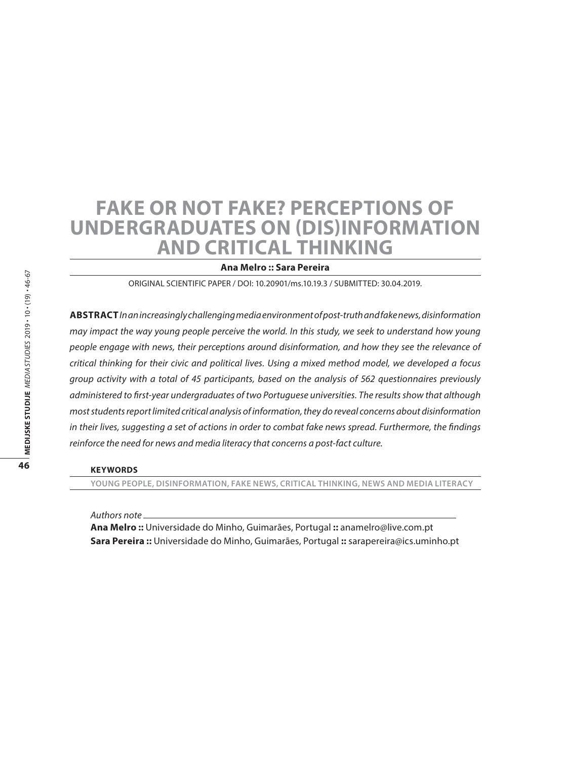# FAKE OR NOT FAKE? PERCEPTIONS OF UNDERGRADUATES ON (DIS)INFORMATION AND CRITICAL THINKING

**Ana Melro :: Sara Pereira**

ORIGINAL SCIENTIFIC PAPER / DOI: 10.20901/ms.10.19.3 / SUBMITTED: 30.04.2019.

**ABSTRACT** *In an increasingly challenging media environment of post-truth and fake news, disinformation may impact the way young people perceive the world. In this study, we seek to understand how young people engage with news, their perceptions around disinformation, and how they see the relevance of critical thinking for their civic and political lives. Using a mixed method model, we developed a focus group activity with a total of 45 participants, based on the analysis of 562 questionnaires previously administered to first-year undergraduates of two Portuguese universities. The results show that although most students report limited critical analysis of information, they do reveal concerns about disinformation in their lives, suggesting a set of actions in order to combat fake news spread. Furthermore, the findings reinforce the need for news and media literacy that concerns a post-fact culture.*

**KEYWORDS**

YOUNG PEOPLE, DISINFORMATION, FAKE NEWS, CRITICAL THINKING, NEWS AND MEDIA LITERACY

*Authors note*

**Ana Melro ::** Universidade do Minho, Guimarães, Portugal **::** anamelro@live.com.pt
**Sara Pereira ::** Universidade do Minho, Guimarães, Portugal **::** sarapereira@ics.uminho.pt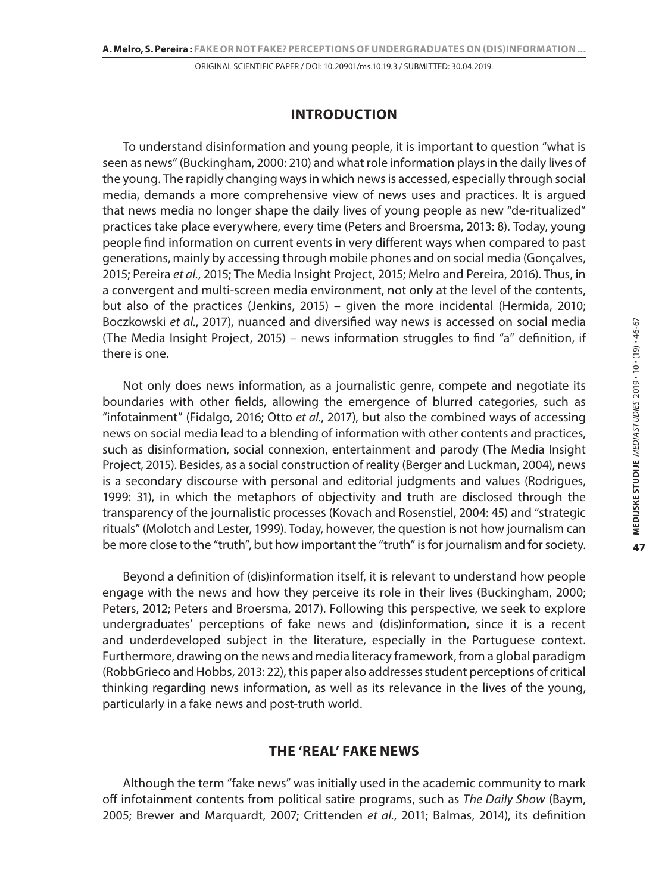## INTRODUCTION

To understand disinformation and young people, it is important to question "what is seen as news" (Buckingham, 2000: 210) and what role information plays in the daily lives of the young. The rapidly changing ways in which news is accessed, especially through social media, demands a more comprehensive view of news uses and practices. It is argued that news media no longer shape the daily lives of young people as new "de-ritualized" practices take place everywhere, every time (Peters and Broersma, 2013: 8). Today, young people find information on current events in very different ways when compared to past generations, mainly by accessing through mobile phones and on social media (Gonçalves, 2015; Pereira *et al*., 2015; The Media Insight Project, 2015; Melro and Pereira, 2016). Thus, in a convergent and multi-screen media environment, not only at the level of the contents, but also of the practices (Jenkins, 2015) – given the more incidental (Hermida, 2010; Boczkowski *et al*., 2017), nuanced and diversified way news is accessed on social media (The Media Insight Project, 2015) – news information struggles to find "a" definition, if there is one.

Not only does news information, as a journalistic genre, compete and negotiate its boundaries with other fields, allowing the emergence of blurred categories, such as "infotainment" (Fidalgo, 2016; Otto *et al*., 2017), but also the combined ways of accessing news on social media lead to a blending of information with other contents and practices, such as disinformation, social connexion, entertainment and parody (The Media Insight Project, 2015). Besides, as a social construction of reality (Berger and Luckman, 2004), news is a secondary discourse with personal and editorial judgments and values (Rodrigues, 1999: 31), in which the metaphors of objectivity and truth are disclosed through the transparency of the journalistic processes (Kovach and Rosenstiel, 2004: 45) and "strategic rituals" (Molotch and Lester, 1999). Today, however, the question is not how journalism can be more close to the "truth", but how important the "truth" is for journalism and for society.

Beyond a definition of (dis)information itself, it is relevant to understand how people engage with the news and how they perceive its role in their lives (Buckingham, 2000; Peters, 2012; Peters and Broersma, 2017). Following this perspective, we seek to explore undergraduates' perceptions of fake news and (dis)information, since it is a recent and underdeveloped subject in the literature, especially in the Portuguese context. Furthermore, drawing on the news and media literacy framework, from a global paradigm (RobbGrieco and Hobbs, 2013: 22), this paper also addresses student perceptions of critical thinking regarding news information, as well as its relevance in the lives of the young, particularly in a fake news and post-truth world.

## THE 'REAL' FAKE NEWS

Although the term "fake news" was initially used in the academic community to mark off infotainment contents from political satire programs, such as *The Daily Show* (Baym, 2005; Brewer and Marquardt, 2007; Crittenden *et al*., 2011; Balmas, 2014), its definition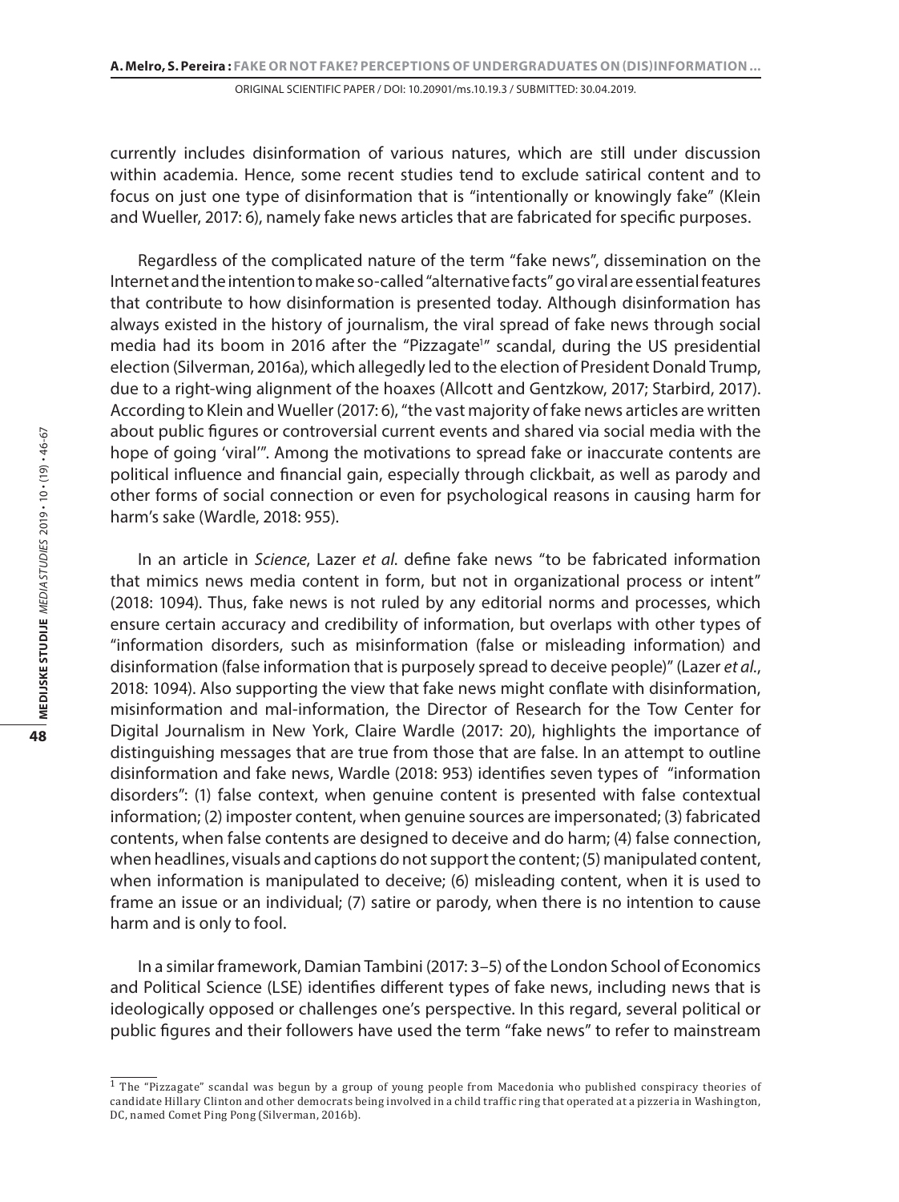currently includes disinformation of various natures, which are still under discussion within academia. Hence, some recent studies tend to exclude satirical content and to focus on just one type of disinformation that is "intentionally or knowingly fake" (Klein and Wueller, 2017: 6), namely fake news articles that are fabricated for specific purposes.

Regardless of the complicated nature of the term "fake news", dissemination on the Internet and the intention to make so-called "alternative facts" go viral are essential features that contribute to how disinformation is presented today. Although disinformation has always existed in the history of journalism, the viral spread of fake news through social media had its boom in 2016 after the "Pizzagate[1]" scandal, during the US presidential election (Silverman, 2016a), which allegedly led to the election of President Donald Trump, due to a right-wing alignment of the hoaxes (Allcott and Gentzkow, 2017; Starbird, 2017). According to Klein and Wueller (2017: 6), "the vast majority of fake news articles are written about public figures or controversial current events and shared via social media with the hope of going 'viral'". Among the motivations to spread fake or inaccurate contents are political influence and financial gain, especially through clickbait, as well as parody and other forms of social connection or even for psychological reasons in causing harm for harm's sake (Wardle, 2018: 955).

In an article in *Science*, Lazer *et al*. define fake news "to be fabricated information that mimics news media content in form, but not in organizational process or intent" (2018: 1094). Thus, fake news is not ruled by any editorial norms and processes, which ensure certain accuracy and credibility of information, but overlaps with other types of "information disorders, such as misinformation (false or misleading information) and disinformation (false information that is purposely spread to deceive people)" (Lazer *et al*., 2018: 1094). Also supporting the view that fake news might conflate with disinformation, misinformation and mal-information, the Director of Research for the Tow Center for Digital Journalism in New York, Claire Wardle (2017: 20), highlights the importance of distinguishing messages that are true from those that are false. In an attempt to outline disinformation and fake news, Wardle (2018: 953) identifies seven types of "information disorders": (1) false context, when genuine content is presented with false contextual information; (2) imposter content, when genuine sources are impersonated; (3) fabricated contents, when false contents are designed to deceive and do harm; (4) false connection, when headlines, visuals and captions do not support the content; (5) manipulated content, when information is manipulated to deceive; (6) misleading content, when it is used to frame an issue or an individual; (7) satire or parody, when there is no intention to cause harm and is only to fool.

In a similar framework, Damian Tambini (2017: 3–5) of the London School of Economics and Political Science (LSE) identifies different types of fake news, including news that is ideologically opposed or challenges one's perspective. In this regard, several political or public figures and their followers have used the term "fake news" to refer to mainstream

[1] The "Pizzagate" scandal was begun by a group of young people from Macedonia who published conspiracy theories of candidate Hillary Clinton and other democrats being involved in a child traffic ring that operated at a pizzeria in Washington, DC, named Comet Ping Pong (Silverman, 2016b).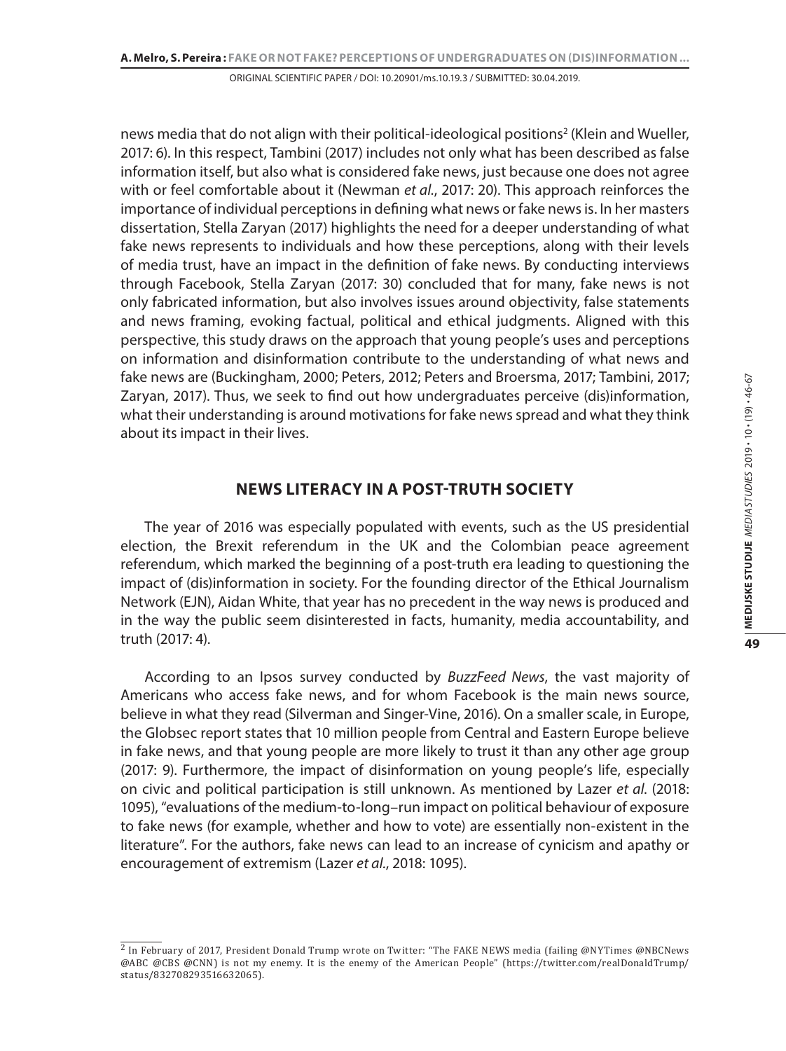news media that do not align with their political-ideological positions[2] (Klein and Wueller, 2017: 6). In this respect, Tambini (2017) includes not only what has been described as false information itself, but also what is considered fake news, just because one does not agree with or feel comfortable about it (Newman *et al.*, 2017: 20). This approach reinforces the importance of individual perceptions in defining what news or fake news is. In her masters dissertation, Stella Zaryan (2017) highlights the need for a deeper understanding of what fake news represents to individuals and how these perceptions, along with their levels of media trust, have an impact in the definition of fake news. By conducting interviews through Facebook, Stella Zaryan (2017: 30) concluded that for many, fake news is not only fabricated information, but also involves issues around objectivity, false statements and news framing, evoking factual, political and ethical judgments. Aligned with this perspective, this study draws on the approach that young people's uses and perceptions on information and disinformation contribute to the understanding of what news and fake news are (Buckingham, 2000; Peters, 2012; Peters and Broersma, 2017; Tambini, 2017; Zaryan, 2017). Thus, we seek to find out how undergraduates perceive (dis)information, what their understanding is around motivations for fake news spread and what they think about its impact in their lives.

## NEWS LITERACY IN A POST-TRUTH SOCIETY

The year of 2016 was especially populated with events, such as the US presidential election, the Brexit referendum in the UK and the Colombian peace agreement referendum, which marked the beginning of a post-truth era leading to questioning the impact of (dis)information in society. For the founding director of the Ethical Journalism Network (EJN), Aidan White, that year has no precedent in the way news is produced and in the way the public seem disinterested in facts, humanity, media accountability, and truth (2017: 4).

According to an Ipsos survey conducted by *BuzzFeed News*, the vast majority of Americans who access fake news, and for whom Facebook is the main news source, believe in what they read (Silverman and Singer-Vine, 2016). On a smaller scale, in Europe, the Globsec report states that 10 million people from Central and Eastern Europe believe in fake news, and that young people are more likely to trust it than any other age group (2017: 9). Furthermore, the impact of disinformation on young people's life, especially on civic and political participation is still unknown. As mentioned by Lazer *et al.* (2018: 1095), "evaluations of the medium-to-long–run impact on political behaviour of exposure to fake news (for example, whether and how to vote) are essentially non-existent in the literature". For the authors, fake news can lead to an increase of cynicism and apathy or encouragement of extremism (Lazer *et al.*, 2018: 1095).

[2] In February of 2017, President Donald Trump wrote on Twitter: "The FAKE NEWS media (failing @NYTimes @NBCNews @ABC @CBS @CNN) is not my enemy. It is the enemy of the American People" (https://twitter.com/realDonaldTrump/status/832708293516632065).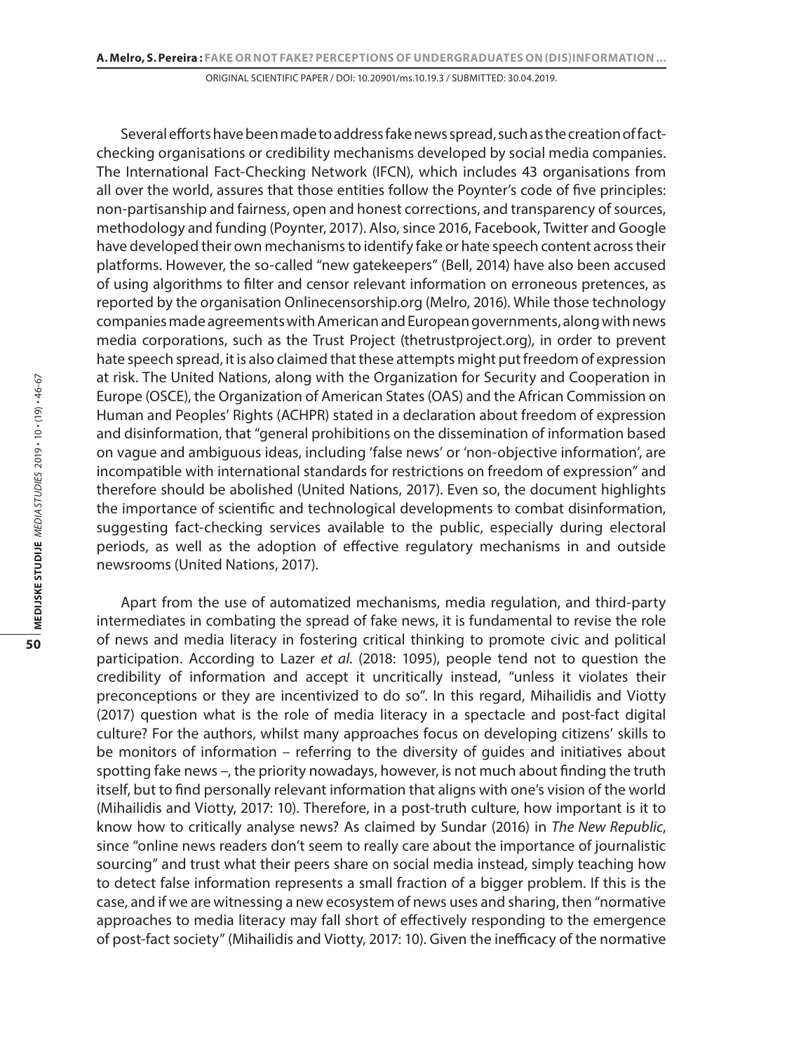Several efforts have been made to address fake news spread, such as the creation of fact-checking organisations or credibility mechanisms developed by social media companies. The International Fact-Checking Network (IFCN), which includes 43 organisations from all over the world, assures that those entities follow the Poynter's code of five principles: non-partisanship and fairness, open and honest corrections, and transparency of sources, methodology and funding (Poynter, 2017). Also, since 2016, Facebook, Twitter and Google have developed their own mechanisms to identify fake or hate speech content across their platforms. However, the so-called "new gatekeepers" (Bell, 2014) have also been accused of using algorithms to filter and censor relevant information on erroneous pretences, as reported by the organisation Onlinecensorship.org (Melro, 2016). While those technology companies made agreements with American and European governments, along with news media corporations, such as the Trust Project (thetrustproject.org), in order to prevent hate speech spread, it is also claimed that these attempts might put freedom of expression at risk. The United Nations, along with the Organization for Security and Cooperation in Europe (OSCE), the Organization of American States (OAS) and the African Commission on Human and Peoples' Rights (ACHPR) stated in a declaration about freedom of expression and disinformation, that "general prohibitions on the dissemination of information based on vague and ambiguous ideas, including 'false news' or 'non-objective information', are incompatible with international standards for restrictions on freedom of expression" and therefore should be abolished (United Nations, 2017). Even so, the document highlights the importance of scientific and technological developments to combat disinformation, suggesting fact-checking services available to the public, especially during electoral periods, as well as the adoption of effective regulatory mechanisms in and outside newsrooms (United Nations, 2017).

Apart from the use of automatized mechanisms, media regulation, and third-party intermediates in combating the spread of fake news, it is fundamental to revise the role of news and media literacy in fostering critical thinking to promote civic and political participation. According to Lazer *et al.* (2018: 1095), people tend not to question the credibility of information and accept it uncritically instead, "unless it violates their preconceptions or they are incentivized to do so". In this regard, Mihailidis and Viotty (2017) question what is the role of media literacy in a spectacle and post-fact digital culture? For the authors, whilst many approaches focus on developing citizens' skills to be monitors of information – referring to the diversity of guides and initiatives about spotting fake news –, the priority nowadays, however, is not much about finding the truth itself, but to find personally relevant information that aligns with one's vision of the world (Mihailidis and Viotty, 2017: 10). Therefore, in a post-truth culture, how important is it to know how to critically analyse news? As claimed by Sundar (2016) in *The New Republic*, since "online news readers don't seem to really care about the importance of journalistic sourcing" and trust what their peers share on social media instead, simply teaching how to detect false information represents a small fraction of a bigger problem. If this is the case, and if we are witnessing a new ecosystem of news uses and sharing, then "normative approaches to media literacy may fall short of effectively responding to the emergence of post-fact society" (Mihailidis and Viotty, 2017: 10). Given the inefficacy of the normative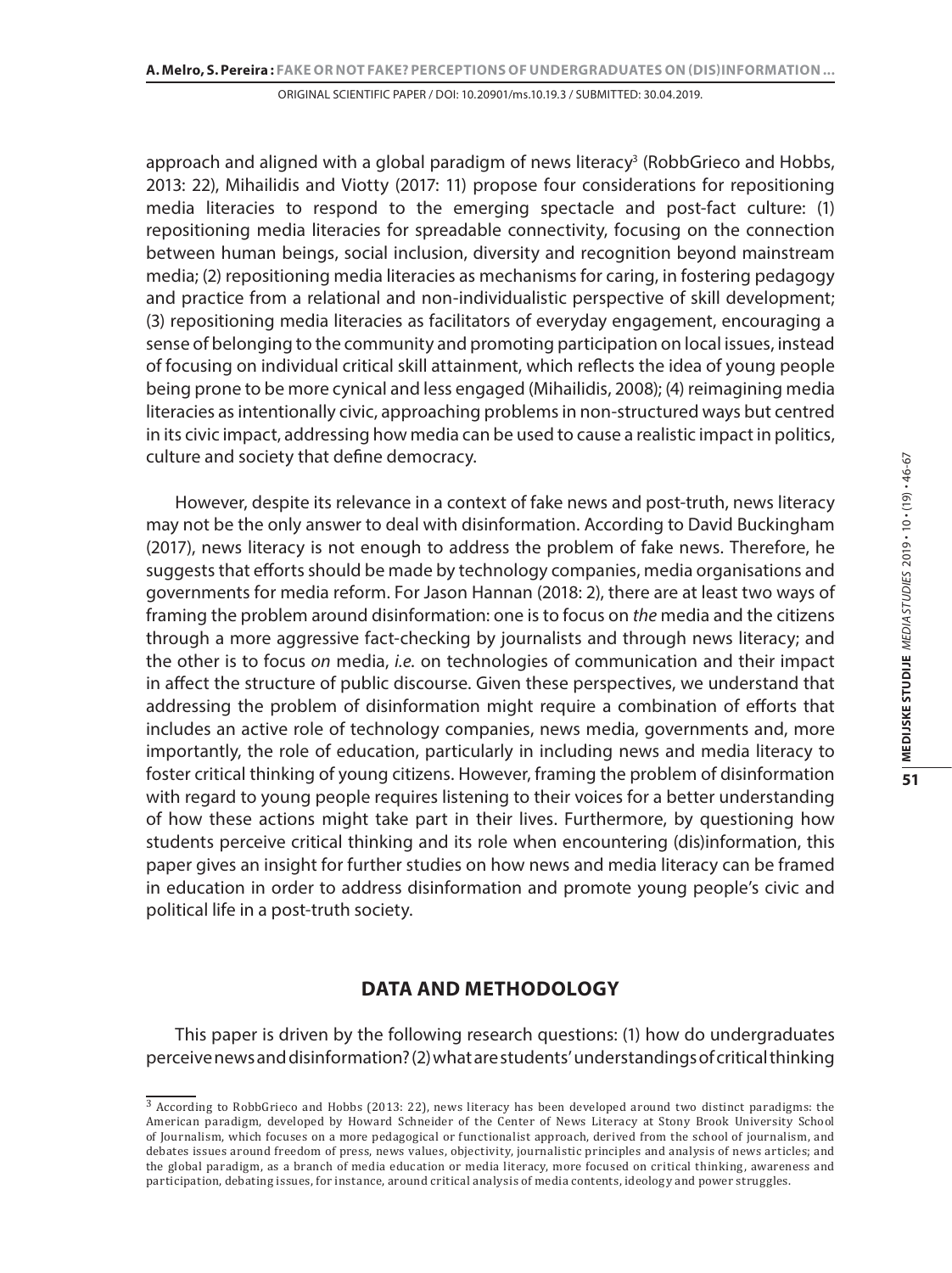approach and aligned with a global paradigm of news literacy[3] (RobbGrieco and Hobbs, 2013: 22), Mihailidis and Viotty (2017: 11) propose four considerations for repositioning media literacies to respond to the emerging spectacle and post-fact culture: (1) repositioning media literacies for spreadable connectivity, focusing on the connection between human beings, social inclusion, diversity and recognition beyond mainstream media; (2) repositioning media literacies as mechanisms for caring, in fostering pedagogy and practice from a relational and non-individualistic perspective of skill development; (3) repositioning media literacies as facilitators of everyday engagement, encouraging a sense of belonging to the community and promoting participation on local issues, instead of focusing on individual critical skill attainment, which reflects the idea of young people being prone to be more cynical and less engaged (Mihailidis, 2008); (4) reimagining media literacies as intentionally civic, approaching problems in non-structured ways but centred in its civic impact, addressing how media can be used to cause a realistic impact in politics, culture and society that define democracy.

However, despite its relevance in a context of fake news and post-truth, news literacy may not be the only answer to deal with disinformation. According to David Buckingham (2017), news literacy is not enough to address the problem of fake news. Therefore, he suggests that efforts should be made by technology companies, media organisations and governments for media reform. For Jason Hannan (2018: 2), there are at least two ways of framing the problem around disinformation: one is to focus on *the* media and the citizens through a more aggressive fact-checking by journalists and through news literacy; and the other is to focus *on* media, *i.e.* on technologies of communication and their impact in affect the structure of public discourse. Given these perspectives, we understand that addressing the problem of disinformation might require a combination of efforts that includes an active role of technology companies, news media, governments and, more importantly, the role of education, particularly in including news and media literacy to foster critical thinking of young citizens. However, framing the problem of disinformation with regard to young people requires listening to their voices for a better understanding of how these actions might take part in their lives. Furthermore, by questioning how students perceive critical thinking and its role when encountering (dis)information, this paper gives an insight for further studies on how news and media literacy can be framed in education in order to address disinformation and promote young people's civic and political life in a post-truth society.

## DATA AND METHODOLOGY

This paper is driven by the following research questions: (1) how do undergraduates perceive news and disinformation? (2) what are students' understandings of critical thinking

[3] According to RobbGrieco and Hobbs (2013: 22), news literacy has been developed around two distinct paradigms: the American paradigm, developed by Howard Schneider of the Center of News Literacy at Stony Brook University School of Journalism, which focuses on a more pedagogical or functionalist approach, derived from the school of journalism, and debates issues around freedom of press, news values, objectivity, journalistic principles and analysis of news articles; and the global paradigm, as a branch of media education or media literacy, more focused on critical thinking, awareness and participation, debating issues, for instance, around critical analysis of media contents, ideology and power struggles.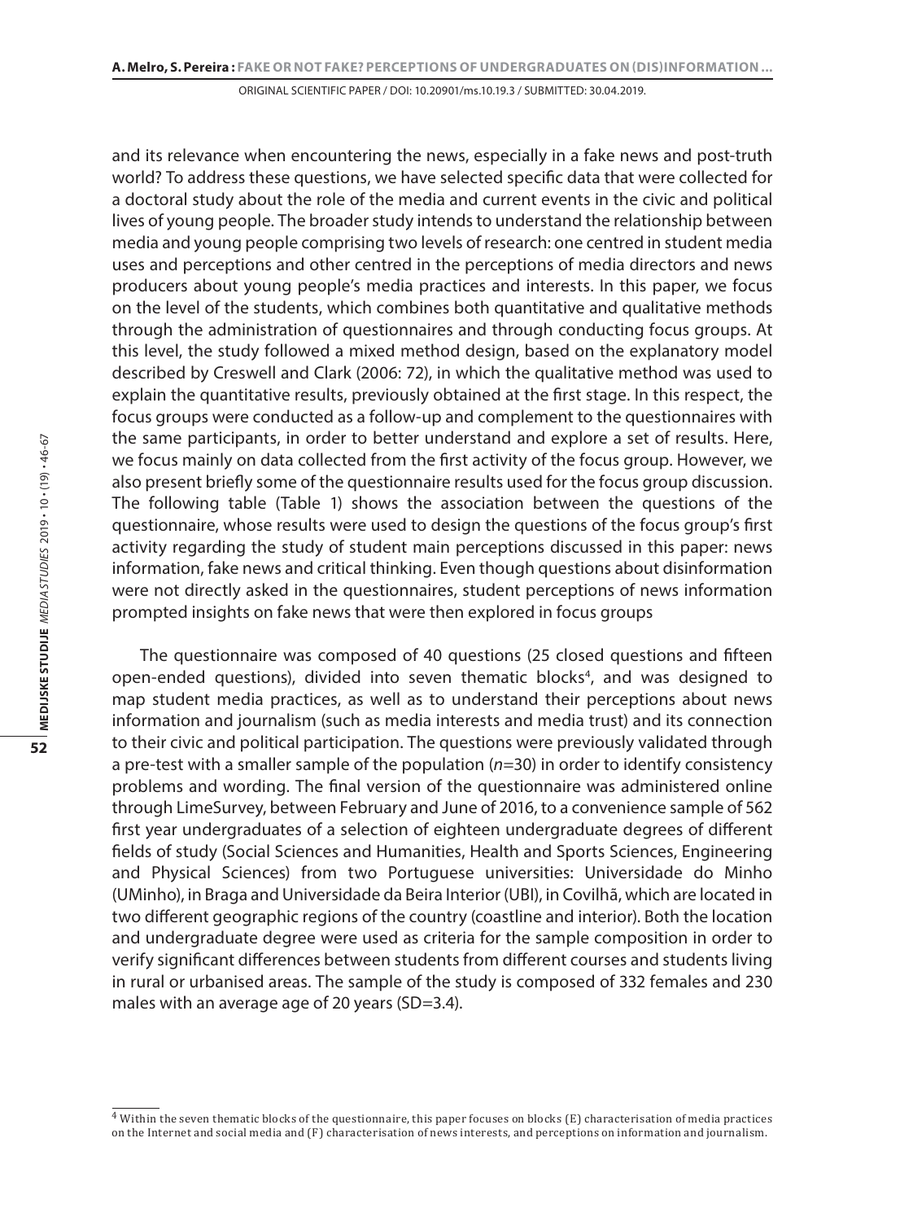and its relevance when encountering the news, especially in a fake news and post-truth world? To address these questions, we have selected specific data that were collected for a doctoral study about the role of the media and current events in the civic and political lives of young people. The broader study intends to understand the relationship between media and young people comprising two levels of research: one centred in student media uses and perceptions and other centred in the perceptions of media directors and news producers about young people's media practices and interests. In this paper, we focus on the level of the students, which combines both quantitative and qualitative methods through the administration of questionnaires and through conducting focus groups. At this level, the study followed a mixed method design, based on the explanatory model described by Creswell and Clark (2006: 72), in which the qualitative method was used to explain the quantitative results, previously obtained at the first stage. In this respect, the focus groups were conducted as a follow-up and complement to the questionnaires with the same participants, in order to better understand and explore a set of results. Here, we focus mainly on data collected from the first activity of the focus group. However, we also present briefly some of the questionnaire results used for the focus group discussion. The following table (Table 1) shows the association between the questions of the questionnaire, whose results were used to design the questions of the focus group's first activity regarding the study of student main perceptions discussed in this paper: news information, fake news and critical thinking. Even though questions about disinformation were not directly asked in the questionnaires, student perceptions of news information prompted insights on fake news that were then explored in focus groups

The questionnaire was composed of 40 questions (25 closed questions and fifteen open-ended questions), divided into seven thematic blocks[4], and was designed to map student media practices, as well as to understand their perceptions about news information and journalism (such as media interests and media trust) and its connection to their civic and political participation. The questions were previously validated through a pre-test with a smaller sample of the population ($n$=30) in order to identify consistency problems and wording. The final version of the questionnaire was administered online through LimeSurvey, between February and June of 2016, to a convenience sample of 562 first year undergraduates of a selection of eighteen undergraduate degrees of different fields of study (Social Sciences and Humanities, Health and Sports Sciences, Engineering and Physical Sciences) from two Portuguese universities: Universidade do Minho (UMinho), in Braga and Universidade da Beira Interior (UBI), in Covilhã, which are located in two different geographic regions of the country (coastline and interior). Both the location and undergraduate degree were used as criteria for the sample composition in order to verify significant differences between students from different courses and students living in rural or urbanised areas. The sample of the study is composed of 332 females and 230 males with an average age of 20 years (SD=3.4).

[4] Within the seven thematic blocks of the questionnaire, this paper focuses on blocks (E) characterisation of media practices on the Internet and social media and (F) characterisation of news interests, and perceptions on information and journalism.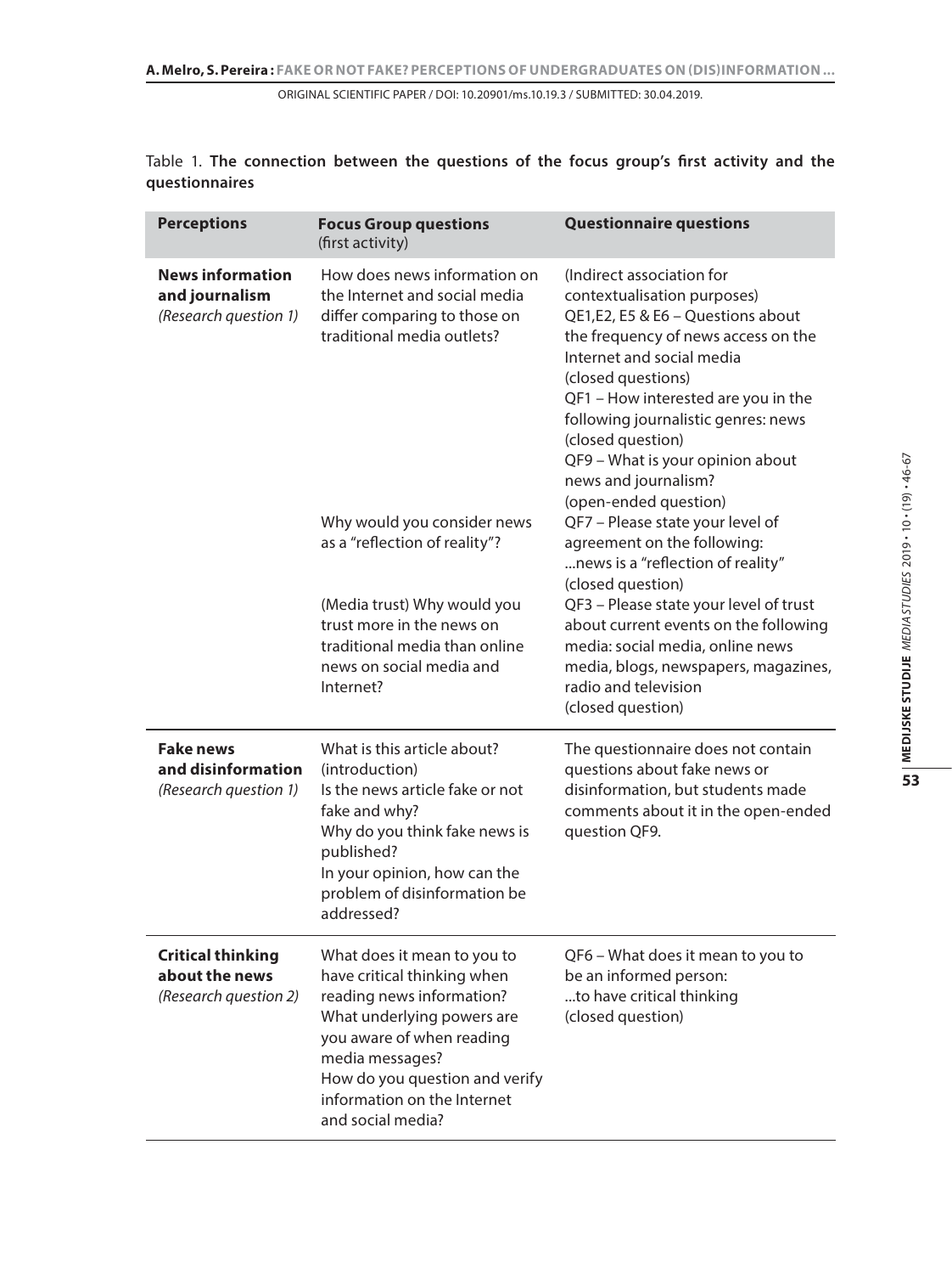Table 1. **The connection between the questions of the focus group's first activity and the questionnaires**

| **Perceptions** | **Focus Group questions** (first activity) | **Questionnaire questions** |
|---|---|---|
| **News information and journalism** *(Research question 1)* | How does news information on the Internet and social media differ comparing to those on traditional media outlets? | (Indirect association for contextualisation purposes) QE1,E2, E5 & E6 – Questions about the frequency of news access on the Internet and social media (closed questions) QF1 – How interested are you in the following journalistic genres: news (closed question) QF9 – What is your opinion about news and journalism? (open-ended question) |
| | Why would you consider news as a "reflection of reality"? | QF7 – Please state your level of agreement on the following: ...news is a "reflection of reality" (closed question) |
| | (Media trust) Why would you trust more in the news on traditional media than online news on social media and Internet? | QF3 – Please state your level of trust about current events on the following media: social media, online news media, blogs, newspapers, magazines, radio and television (closed question) |
| **Fake news and disinformation** *(Research question 1)* | What is this article about? (introduction) Is the news article fake or not fake and why? Why do you think fake news is published? In your opinion, how can the problem of disinformation be addressed? | The questionnaire does not contain questions about fake news or disinformation, but students made comments about it in the open-ended question QF9. |
| **Critical thinking about the news** *(Research question 2)* | What does it mean to you to have critical thinking when reading news information? What underlying powers are you aware of when reading media messages? How do you question and verify information on the Internet and social media? | QF6 – What does it mean to you to be an informed person: ...to have critical thinking (closed question) |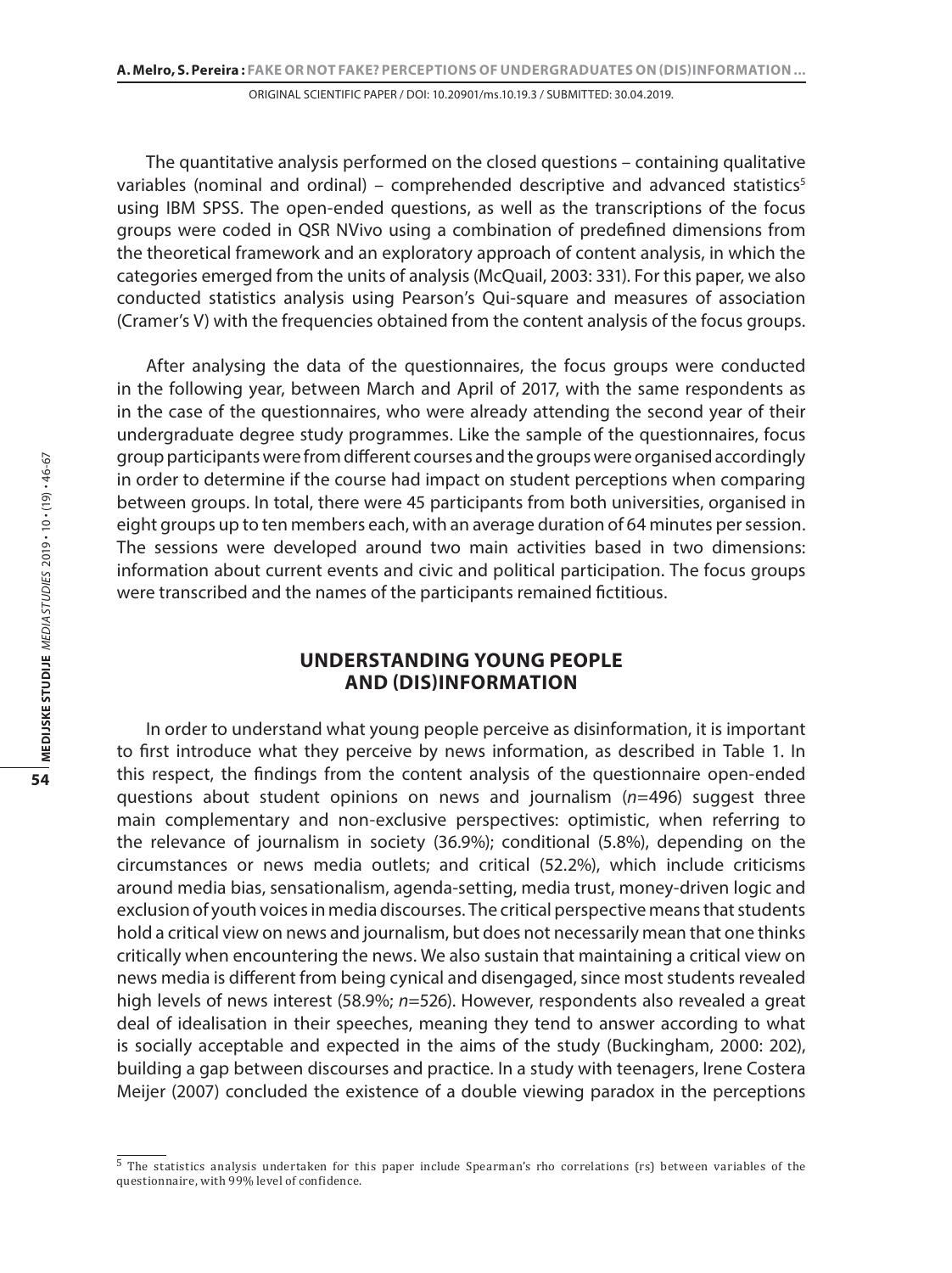The quantitative analysis performed on the closed questions – containing qualitative variables (nominal and ordinal) – comprehended descriptive and advanced statistics[5] using IBM SPSS. The open-ended questions, as well as the transcriptions of the focus groups were coded in QSR NVivo using a combination of predefined dimensions from the theoretical framework and an exploratory approach of content analysis, in which the categories emerged from the units of analysis (McQuail, 2003: 331). For this paper, we also conducted statistics analysis using Pearson's Qui-square and measures of association (Cramer's V) with the frequencies obtained from the content analysis of the focus groups.

After analysing the data of the questionnaires, the focus groups were conducted in the following year, between March and April of 2017, with the same respondents as in the case of the questionnaires, who were already attending the second year of their undergraduate degree study programmes. Like the sample of the questionnaires, focus group participants were from different courses and the groups were organised accordingly in order to determine if the course had impact on student perceptions when comparing between groups. In total, there were 45 participants from both universities, organised in eight groups up to ten members each, with an average duration of 64 minutes per session. The sessions were developed around two main activities based in two dimensions: information about current events and civic and political participation. The focus groups were transcribed and the names of the participants remained fictitious.

## UNDERSTANDING YOUNG PEOPLE AND (DIS)INFORMATION

In order to understand what young people perceive as disinformation, it is important to first introduce what they perceive by news information, as described in Table 1. In this respect, the findings from the content analysis of the questionnaire open-ended questions about student opinions on news and journalism (*n*=496) suggest three main complementary and non-exclusive perspectives: optimistic, when referring to the relevance of journalism in society (36.9%); conditional (5.8%), depending on the circumstances or news media outlets; and critical (52.2%), which include criticisms around media bias, sensationalism, agenda-setting, media trust, money-driven logic and exclusion of youth voices in media discourses. The critical perspective means that students hold a critical view on news and journalism, but does not necessarily mean that one thinks critically when encountering the news. We also sustain that maintaining a critical view on news media is different from being cynical and disengaged, since most students revealed high levels of news interest (58.9%; *n*=526). However, respondents also revealed a great deal of idealisation in their speeches, meaning they tend to answer according to what is socially acceptable and expected in the aims of the study (Buckingham, 2000: 202), building a gap between discourses and practice. In a study with teenagers, Irene Costera Meijer (2007) concluded the existence of a double viewing paradox in the perceptions

---

[5] The statistics analysis undertaken for this paper include Spearman's rho correlations (rs) between variables of the questionnaire, with 99% level of confidence.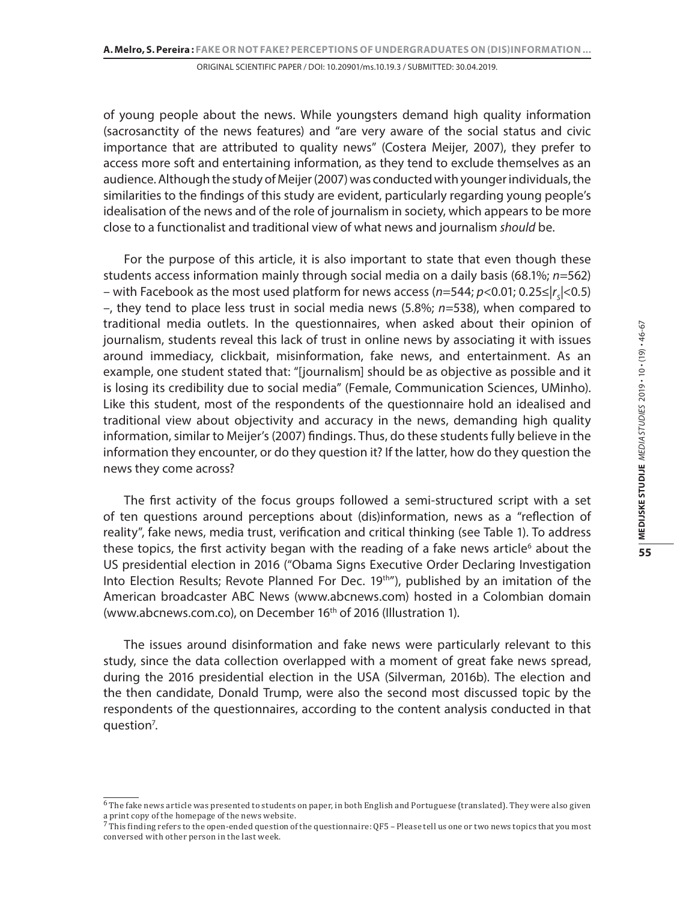of young people about the news. While youngsters demand high quality information (sacrosanctity of the news features) and "are very aware of the social status and civic importance that are attributed to quality news" (Costera Meijer, 2007), they prefer to access more soft and entertaining information, as they tend to exclude themselves as an audience. Although the study of Meijer (2007) was conducted with younger individuals, the similarities to the findings of this study are evident, particularly regarding young people's idealisation of the news and of the role of journalism in society, which appears to be more close to a functionalist and traditional view of what news and journalism *should* be.

For the purpose of this article, it is also important to state that even though these students access information mainly through social media on a daily basis (68.1%; $n$=562) – with Facebook as the most used platform for news access ($n$=544; $p$<0.01; $0.25 \leq |r_s| < 0.5$) –, they tend to place less trust in social media news (5.8%; $n$=538), when compared to traditional media outlets. In the questionnaires, when asked about their opinion of journalism, students reveal this lack of trust in online news by associating it with issues around immediacy, clickbait, misinformation, fake news, and entertainment. As an example, one student stated that: "[journalism] should be as objective as possible and it is losing its credibility due to social media" (Female, Communication Sciences, UMinho). Like this student, most of the respondents of the questionnaire hold an idealised and traditional view about objectivity and accuracy in the news, demanding high quality information, similar to Meijer's (2007) findings. Thus, do these students fully believe in the information they encounter, or do they question it? If the latter, how do they question the news they come across?

The first activity of the focus groups followed a semi-structured script with a set of ten questions around perceptions about (dis)information, news as a "reflection of reality", fake news, media trust, verification and critical thinking (see Table 1). To address these topics, the first activity began with the reading of a fake news article[6] about the US presidential election in 2016 ("Obama Signs Executive Order Declaring Investigation Into Election Results; Revote Planned For Dec. 19th"), published by an imitation of the American broadcaster ABC News (www.abcnews.com) hosted in a Colombian domain (www.abcnews.com.co), on December 16th of 2016 (Illustration 1).

The issues around disinformation and fake news were particularly relevant to this study, since the data collection overlapped with a moment of great fake news spread, during the 2016 presidential election in the USA (Silverman, 2016b). The election and the then candidate, Donald Trump, were also the second most discussed topic by the respondents of the questionnaires, according to the content analysis conducted in that question[7].

---

[6] The fake news article was presented to students on paper, in both English and Portuguese (translated). They were also given a print copy of the homepage of the news website.

[7] This finding refers to the open-ended question of the questionnaire: QF5 – Please tell us one or two news topics that you most conversed with other person in the last week.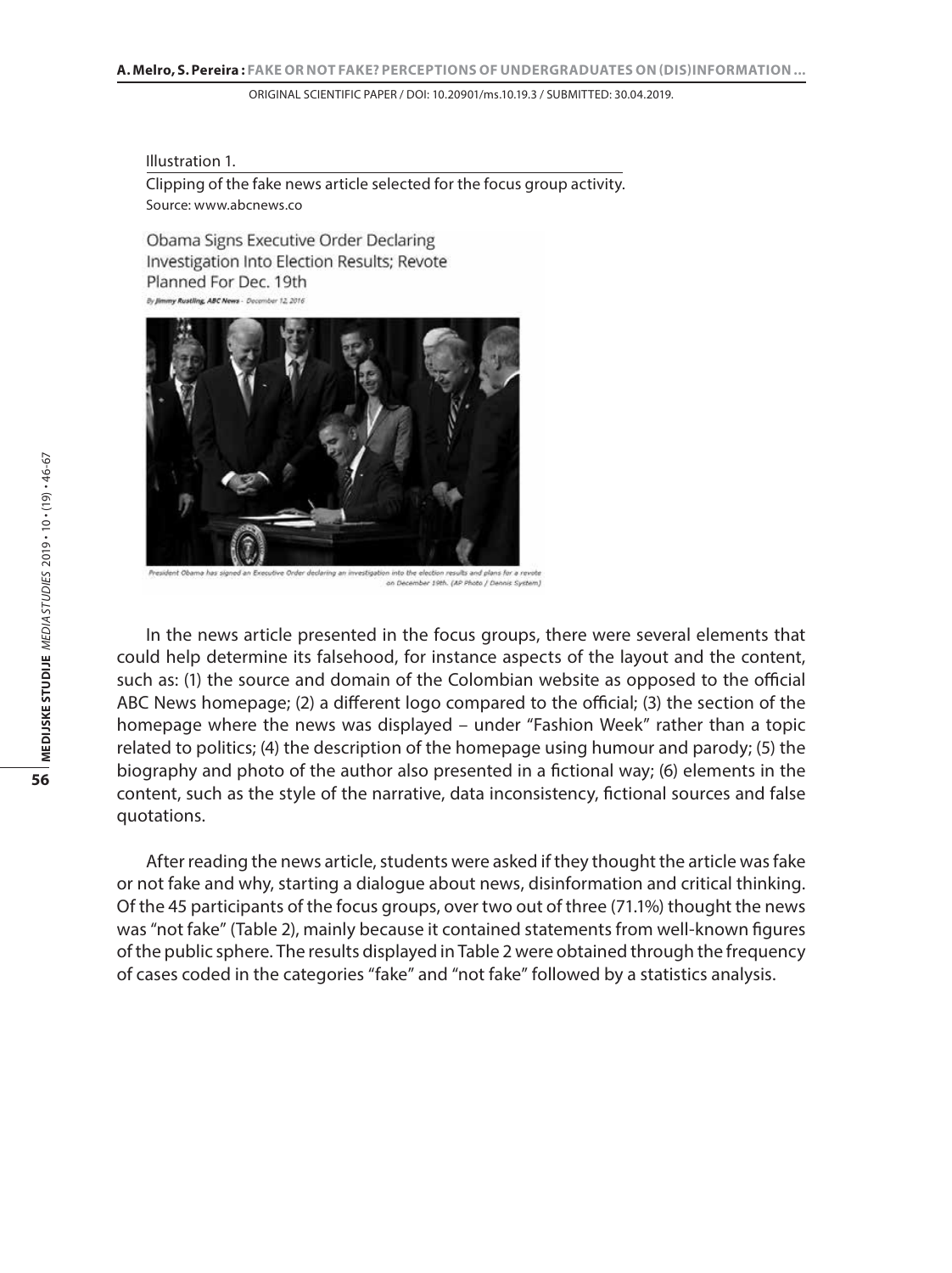Illustration 1.

Clipping of the fake news article selected for the focus group activity.
Source: www.abcnews.co

Obama Signs Executive Order Declaring Investigation Into Election Results; Revote Planned For Dec. 19th

By Jimmy Rustling, ABC News - December 12, 2016

President Obama has signed an Executive Order declaring an investigation into the election results and plans for a revote on December 19th. (AP Photo / Dennis System)

In the news article presented in the focus groups, there were several elements that could help determine its falsehood, for instance aspects of the layout and the content, such as: (1) the source and domain of the Colombian website as opposed to the official ABC News homepage; (2) a different logo compared to the official; (3) the section of the homepage where the news was displayed – under "Fashion Week" rather than a topic related to politics; (4) the description of the homepage using humour and parody; (5) the biography and photo of the author also presented in a fictional way; (6) elements in the content, such as the style of the narrative, data inconsistency, fictional sources and false quotations.

After reading the news article, students were asked if they thought the article was fake or not fake and why, starting a dialogue about news, disinformation and critical thinking. Of the 45 participants of the focus groups, over two out of three (71.1%) thought the news was "not fake" (Table 2), mainly because it contained statements from well-known figures of the public sphere. The results displayed in Table 2 were obtained through the frequency of cases coded in the categories "fake" and "not fake" followed by a statistics analysis.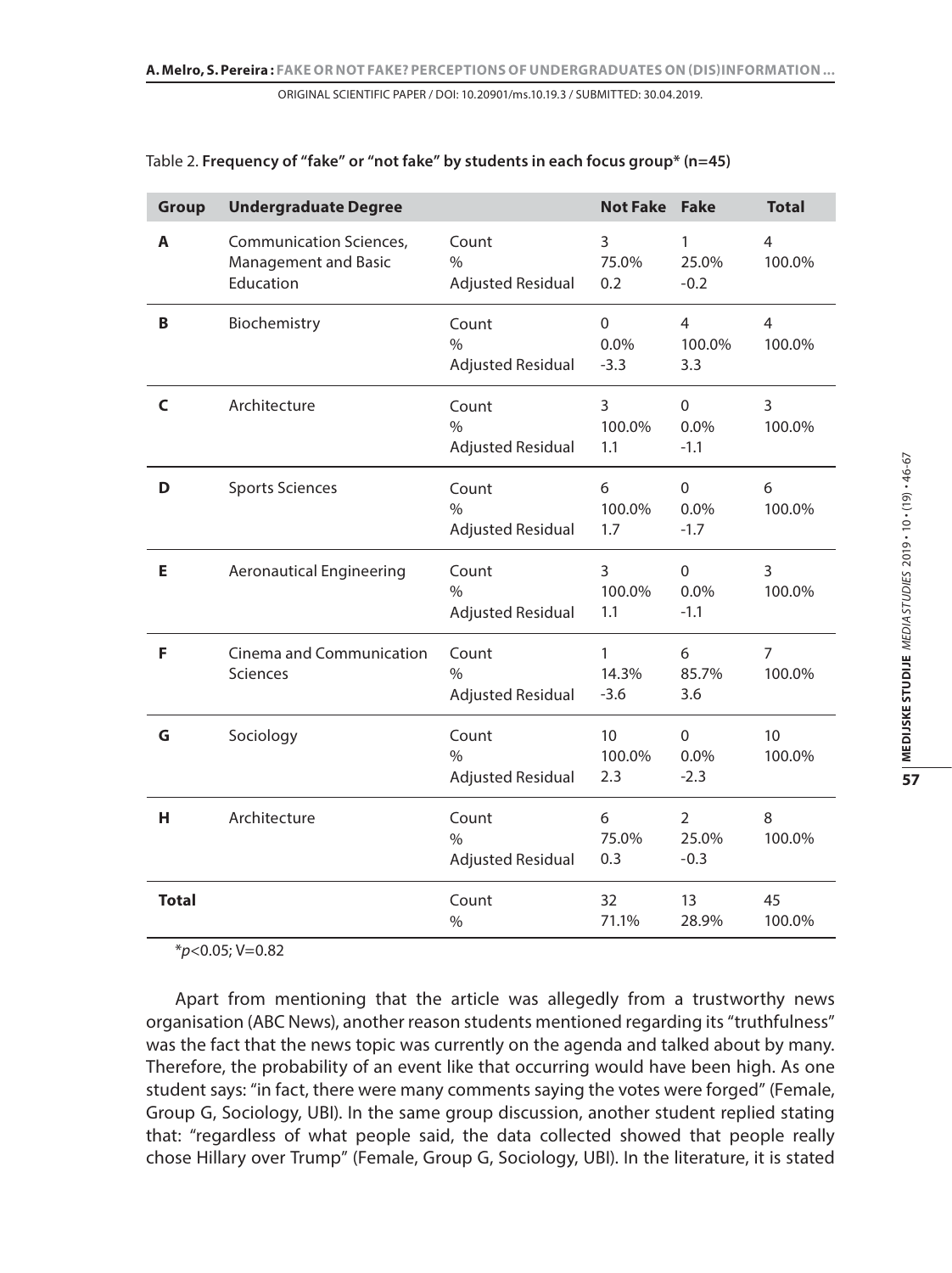Table 2. **Frequency of "fake" or "not fake" by students in each focus group* (n=45)**

| Group | Undergraduate Degree | | Not Fake | Fake | Total |
|---|---|---|---|---|---|
| **A** | Communication Sciences, Management and Basic Education | Count | 3 | 1 | 4 |
| | | % | 75.0% | 25.0% | 100.0% |
| | | Adjusted Residual | 0.2 | -0.2 | |
| **B** | Biochemistry | Count | 0 | 4 | 4 |
| | | % | 0.0% | 100.0% | 100.0% |
| | | Adjusted Residual | -3.3 | 3.3 | |
| **C** | Architecture | Count | 3 | 0 | 3 |
| | | % | 100.0% | 0.0% | 100.0% |
| | | Adjusted Residual | 1.1 | -1.1 | |
| **D** | Sports Sciences | Count | 6 | 0 | 6 |
| | | % | 100.0% | 0.0% | 100.0% |
| | | Adjusted Residual | 1.7 | -1.7 | |
| **E** | Aeronautical Engineering | Count | 3 | 0 | 3 |
| | | % | 100.0% | 0.0% | 100.0% |
| | | Adjusted Residual | 1.1 | -1.1 | |
| **F** | Cinema and Communication Sciences | Count | 1 | 6 | 7 |
| | | % | 14.3% | 85.7% | 100.0% |
| | | Adjusted Residual | -3.6 | 3.6 | |
| **G** | Sociology | Count | 10 | 0 | 10 |
| | | % | 100.0% | 0.0% | 100.0% |
| | | Adjusted Residual | 2.3 | -2.3 | |
| **H** | Architecture | Count | 6 | 2 | 8 |
| | | % | 75.0% | 25.0% | 100.0% |
| | | Adjusted Residual | 0.3 | -0.3 | |
| **Total** | | Count | 32 | 13 | 45 |
| | | % | 71.1% | 28.9% | 100.0% |

*$p<0.05$; V=0.82

Apart from mentioning that the article was allegedly from a trustworthy news organisation (ABC News), another reason students mentioned regarding its "truthfulness" was the fact that the news topic was currently on the agenda and talked about by many. Therefore, the probability of an event like that occurring would have been high. As one student says: "in fact, there were many comments saying the votes were forged" (Female, Group G, Sociology, UBI). In the same group discussion, another student replied stating that: "regardless of what people said, the data collected showed that people really chose Hillary over Trump" (Female, Group G, Sociology, UBI). In the literature, it is stated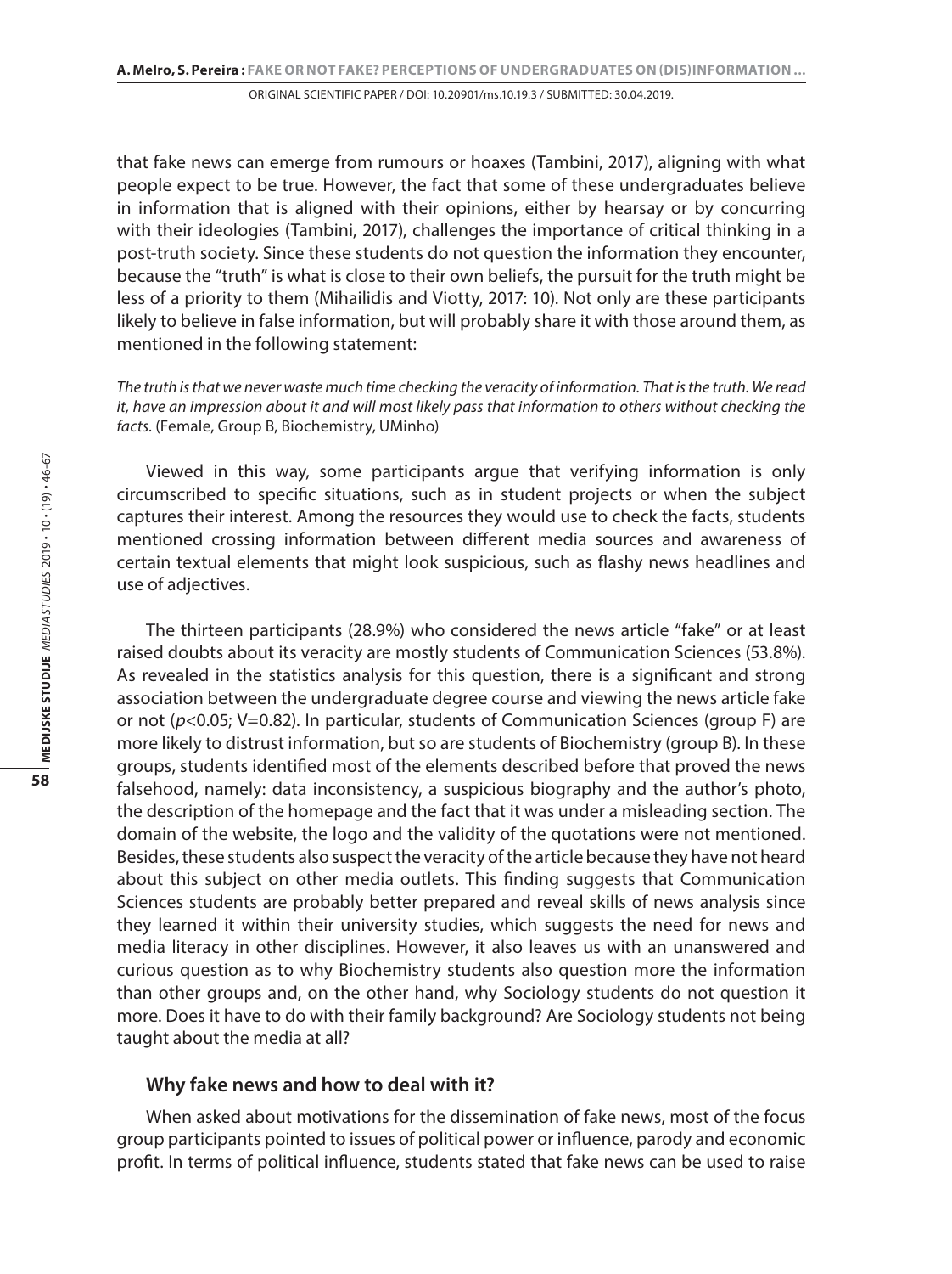that fake news can emerge from rumours or hoaxes (Tambini, 2017), aligning with what people expect to be true. However, the fact that some of these undergraduates believe in information that is aligned with their opinions, either by hearsay or by concurring with their ideologies (Tambini, 2017), challenges the importance of critical thinking in a post-truth society. Since these students do not question the information they encounter, because the "truth" is what is close to their own beliefs, the pursuit for the truth might be less of a priority to them (Mihailidis and Viotty, 2017: 10). Not only are these participants likely to believe in false information, but will probably share it with those around them, as mentioned in the following statement:

*The truth is that we never waste much time checking the veracity of information. That is the truth. We read it, have an impression about it and will most likely pass that information to others without checking the facts.* (Female, Group B, Biochemistry, UMinho)

Viewed in this way, some participants argue that verifying information is only circumscribed to specific situations, such as in student projects or when the subject captures their interest. Among the resources they would use to check the facts, students mentioned crossing information between different media sources and awareness of certain textual elements that might look suspicious, such as flashy news headlines and use of adjectives.

The thirteen participants (28.9%) who considered the news article "fake" or at least raised doubts about its veracity are mostly students of Communication Sciences (53.8%). As revealed in the statistics analysis for this question, there is a significant and strong association between the undergraduate degree course and viewing the news article fake or not ($p<0.05$; $V=0.82$). In particular, students of Communication Sciences (group F) are more likely to distrust information, but so are students of Biochemistry (group B). In these groups, students identified most of the elements described before that proved the news falsehood, namely: data inconsistency, a suspicious biography and the author's photo, the description of the homepage and the fact that it was under a misleading section. The domain of the website, the logo and the validity of the quotations were not mentioned. Besides, these students also suspect the veracity of the article because they have not heard about this subject on other media outlets. This finding suggests that Communication Sciences students are probably better prepared and reveal skills of news analysis since they learned it within their university studies, which suggests the need for news and media literacy in other disciplines. However, it also leaves us with an unanswered and curious question as to why Biochemistry students also question more the information than other groups and, on the other hand, why Sociology students do not question it more. Does it have to do with their family background? Are Sociology students not being taught about the media at all?

## Why fake news and how to deal with it?

When asked about motivations for the dissemination of fake news, most of the focus group participants pointed to issues of political power or influence, parody and economic profit. In terms of political influence, students stated that fake news can be used to raise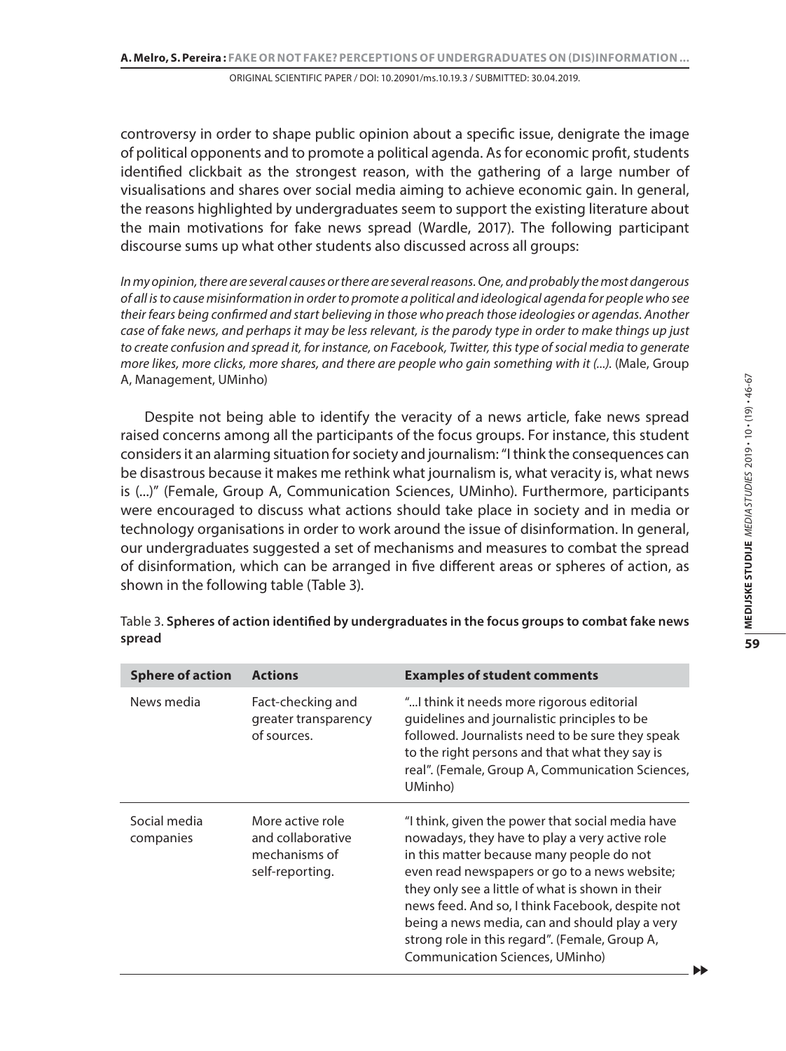controversy in order to shape public opinion about a specific issue, denigrate the image of political opponents and to promote a political agenda. As for economic profit, students identified clickbait as the strongest reason, with the gathering of a large number of visualisations and shares over social media aiming to achieve economic gain. In general, the reasons highlighted by undergraduates seem to support the existing literature about the main motivations for fake news spread (Wardle, 2017). The following participant discourse sums up what other students also discussed across all groups:

*In my opinion, there are several causes or there are several reasons. One, and probably the most dangerous of all is to cause misinformation in order to promote a political and ideological agenda for people who see their fears being confirmed and start believing in those who preach those ideologies or agendas. Another case of fake news, and perhaps it may be less relevant, is the parody type in order to make things up just to create confusion and spread it, for instance, on Facebook, Twitter, this type of social media to generate more likes, more clicks, more shares, and there are people who gain something with it (...).* (Male, Group A, Management, UMinho)

Despite not being able to identify the veracity of a news article, fake news spread raised concerns among all the participants of the focus groups. For instance, this student considers it an alarming situation for society and journalism: "I think the consequences can be disastrous because it makes me rethink what journalism is, what veracity is, what news is (...)" (Female, Group A, Communication Sciences, UMinho). Furthermore, participants were encouraged to discuss what actions should take place in society and in media or technology organisations in order to work around the issue of disinformation. In general, our undergraduates suggested a set of mechanisms and measures to combat the spread of disinformation, which can be arranged in five different areas or spheres of action, as shown in the following table (Table 3).

Table 3. **Spheres of action identified by undergraduates in the focus groups to combat fake news spread**

| Sphere of action | Actions | Examples of student comments |
|---|---|---|
| News media | Fact-checking and greater transparency of sources. | "...I think it needs more rigorous editorial guidelines and journalistic principles to be followed. Journalists need to be sure they speak to the right persons and that what they say is real". (Female, Group A, Communication Sciences, UMinho) |
| Social media companies | More active role and collaborative mechanisms of self-reporting. | "I think, given the power that social media have nowadays, they have to play a very active role in this matter because many people do not even read newspapers or go to a news website; they only see a little of what is shown in their news feed. And so, I think Facebook, despite not being a news media, can and should play a very strong role in this regard". (Female, Group A, Communication Sciences, UMinho) |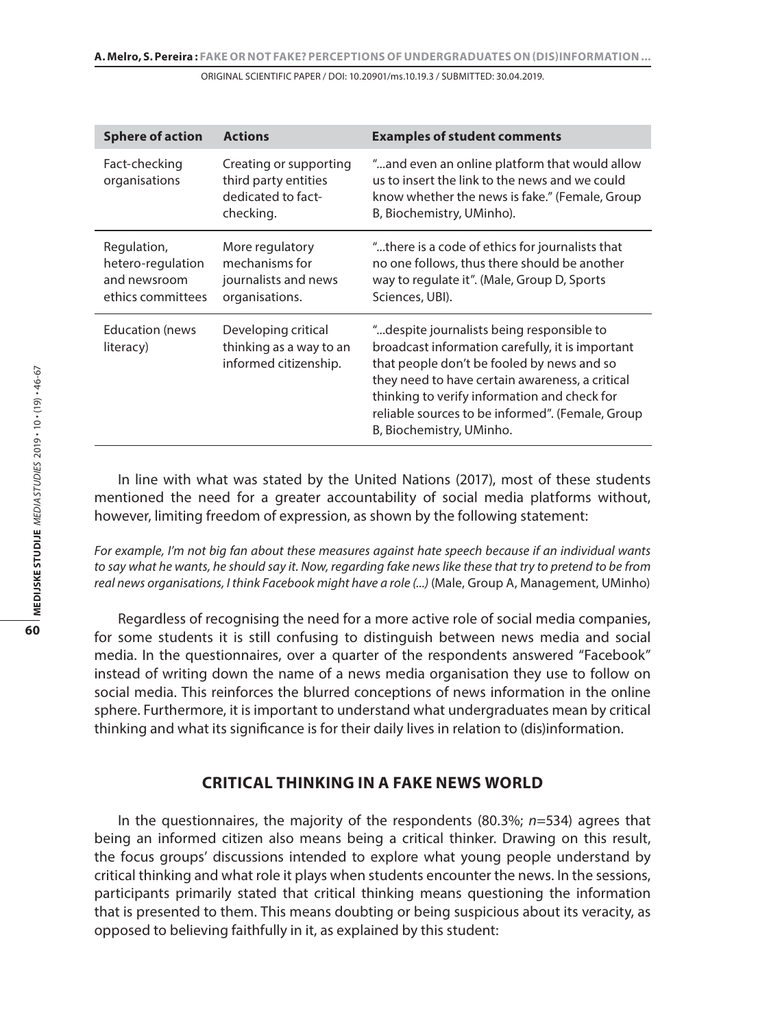| Sphere of action | Actions | Examples of student comments |
| --- | --- | --- |
| Fact-checking organisations | Creating or supporting third party entities dedicated to fact-checking. | "...and even an online platform that would allow us to insert the link to the news and we could know whether the news is fake." (Female, Group B, Biochemistry, UMinho). |
| Regulation, hetero-regulation and newsroom ethics committees | More regulatory mechanisms for journalists and news organisations. | "...there is a code of ethics for journalists that no one follows, thus there should be another way to regulate it". (Male, Group D, Sports Sciences, UBI). |
| Education (news literacy) | Developing critical thinking as a way to an informed citizenship. | "...despite journalists being responsible to broadcast information carefully, it is important that people don't be fooled by news and so they need to have certain awareness, a critical thinking to verify information and check for reliable sources to be informed". (Female, Group B, Biochemistry, UMinho. |

In line with what was stated by the United Nations (2017), most of these students mentioned the need for a greater accountability of social media platforms without, however, limiting freedom of expression, as shown by the following statement:

*For example, I'm not big fan about these measures against hate speech because if an individual wants to say what he wants, he should say it. Now, regarding fake news like these that try to pretend to be from real news organisations, I think Facebook might have a role (...)* (Male, Group A, Management, UMinho)

Regardless of recognising the need for a more active role of social media companies, for some students it is still confusing to distinguish between news media and social media. In the questionnaires, over a quarter of the respondents answered "Facebook" instead of writing down the name of a news media organisation they use to follow on social media. This reinforces the blurred conceptions of news information in the online sphere. Furthermore, it is important to understand what undergraduates mean by critical thinking and what its significance is for their daily lives in relation to (dis)information.

## CRITICAL THINKING IN A FAKE NEWS WORLD

In the questionnaires, the majority of the respondents (80.3%; *n*=534) agrees that being an informed citizen also means being a critical thinker. Drawing on this result, the focus groups' discussions intended to explore what young people understand by critical thinking and what role it plays when students encounter the news. In the sessions, participants primarily stated that critical thinking means questioning the information that is presented to them. This means doubting or being suspicious about its veracity, as opposed to believing faithfully in it, as explained by this student: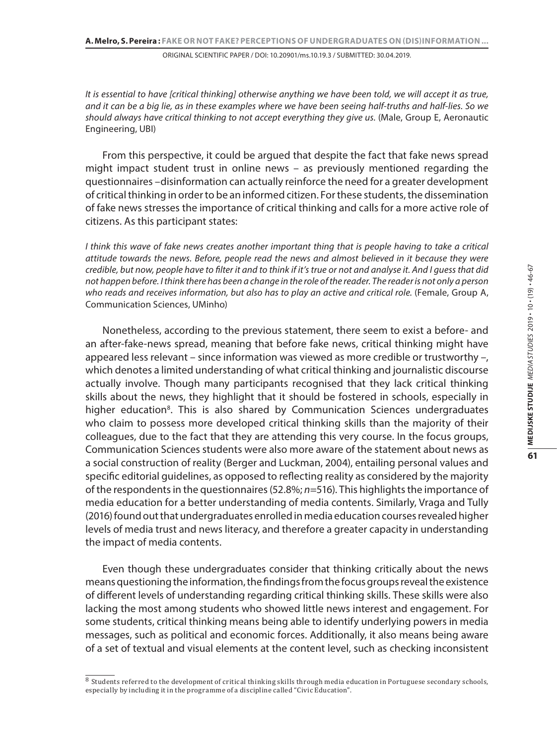*It is essential to have [critical thinking] otherwise anything we have been told, we will accept it as true, and it can be a big lie, as in these examples where we have been seeing half-truths and half-lies. So we should always have critical thinking to not accept everything they give us.* (Male, Group E, Aeronautic Engineering, UBI)

From this perspective, it could be argued that despite the fact that fake news spread might impact student trust in online news – as previously mentioned regarding the questionnaires –disinformation can actually reinforce the need for a greater development of critical thinking in order to be an informed citizen. For these students, the dissemination of fake news stresses the importance of critical thinking and calls for a more active role of citizens. As this participant states:

*I think this wave of fake news creates another important thing that is people having to take a critical attitude towards the news. Before, people read the news and almost believed in it because they were credible, but now, people have to filter it and to think if it's true or not and analyse it. And I guess that did not happen before. I think there has been a change in the role of the reader. The reader is not only a person who reads and receives information, but also has to play an active and critical role.* (Female, Group A, Communication Sciences, UMinho)

Nonetheless, according to the previous statement, there seem to exist a before- and an after-fake-news spread, meaning that before fake news, critical thinking might have appeared less relevant – since information was viewed as more credible or trustworthy –, which denotes a limited understanding of what critical thinking and journalistic discourse actually involve. Though many participants recognised that they lack critical thinking skills about the news, they highlight that it should be fostered in schools, especially in higher education[8]. This is also shared by Communication Sciences undergraduates who claim to possess more developed critical thinking skills than the majority of their colleagues, due to the fact that they are attending this very course. In the focus groups, Communication Sciences students were also more aware of the statement about news as a social construction of reality (Berger and Luckman, 2004), entailing personal values and specific editorial guidelines, as opposed to reflecting reality as considered by the majority of the respondents in the questionnaires (52.8%; *n*=516). This highlights the importance of media education for a better understanding of media contents. Similarly, Vraga and Tully (2016) found out that undergraduates enrolled in media education courses revealed higher levels of media trust and news literacy, and therefore a greater capacity in understanding the impact of media contents.

Even though these undergraduates consider that thinking critically about the news means questioning the information, the findings from the focus groups reveal the existence of different levels of understanding regarding critical thinking skills. These skills were also lacking the most among students who showed little news interest and engagement. For some students, critical thinking means being able to identify underlying powers in media messages, such as political and economic forces. Additionally, it also means being aware of a set of textual and visual elements at the content level, such as checking inconsistent

[8] Students referred to the development of critical thinking skills through media education in Portuguese secondary schools, especially by including it in the programme of a discipline called "Civic Education".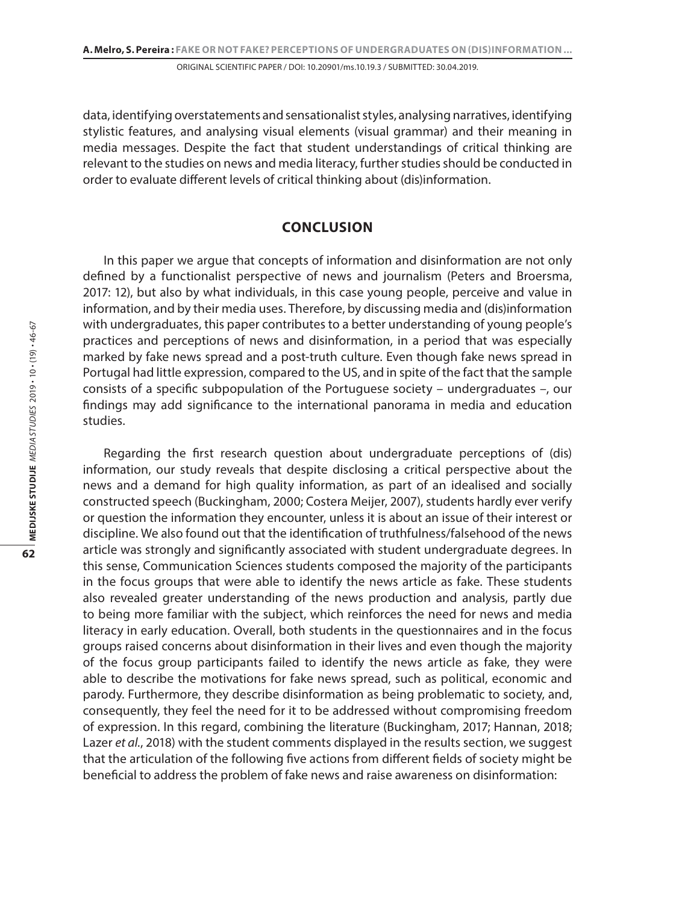data, identifying overstatements and sensationalist styles, analysing narratives, identifying stylistic features, and analysing visual elements (visual grammar) and their meaning in media messages. Despite the fact that student understandings of critical thinking are relevant to the studies on news and media literacy, further studies should be conducted in order to evaluate different levels of critical thinking about (dis)information.

## CONCLUSION

In this paper we argue that concepts of information and disinformation are not only defined by a functionalist perspective of news and journalism (Peters and Broersma, 2017: 12), but also by what individuals, in this case young people, perceive and value in information, and by their media uses. Therefore, by discussing media and (dis)information with undergraduates, this paper contributes to a better understanding of young people's practices and perceptions of news and disinformation, in a period that was especially marked by fake news spread and a post-truth culture. Even though fake news spread in Portugal had little expression, compared to the US, and in spite of the fact that the sample consists of a specific subpopulation of the Portuguese society – undergraduates –, our findings may add significance to the international panorama in media and education studies.

Regarding the first research question about undergraduate perceptions of (dis) information, our study reveals that despite disclosing a critical perspective about the news and a demand for high quality information, as part of an idealised and socially constructed speech (Buckingham, 2000; Costera Meijer, 2007), students hardly ever verify or question the information they encounter, unless it is about an issue of their interest or discipline. We also found out that the identification of truthfulness/falsehood of the news article was strongly and significantly associated with student undergraduate degrees. In this sense, Communication Sciences students composed the majority of the participants in the focus groups that were able to identify the news article as fake. These students also revealed greater understanding of the news production and analysis, partly due to being more familiar with the subject, which reinforces the need for news and media literacy in early education. Overall, both students in the questionnaires and in the focus groups raised concerns about disinformation in their lives and even though the majority of the focus group participants failed to identify the news article as fake, they were able to describe the motivations for fake news spread, such as political, economic and parody. Furthermore, they describe disinformation as being problematic to society, and, consequently, they feel the need for it to be addressed without compromising freedom of expression. In this regard, combining the literature (Buckingham, 2017; Hannan, 2018; Lazer *et al.*, 2018) with the student comments displayed in the results section, we suggest that the articulation of the following five actions from different fields of society might be beneficial to address the problem of fake news and raise awareness on disinformation: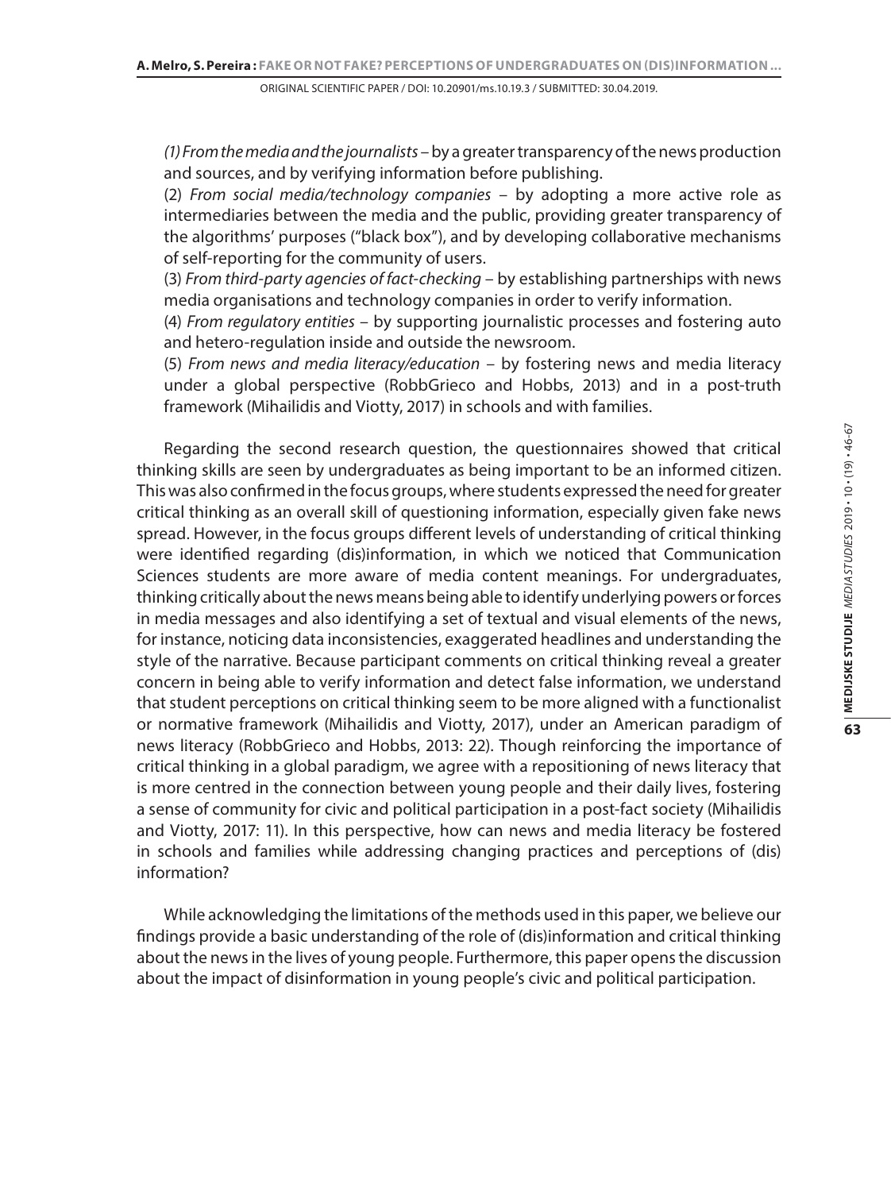*(1) From the media and the journalists* – by a greater transparency of the news production and sources, and by verifying information before publishing.

(2) *From social media/technology companies* – by adopting a more active role as intermediaries between the media and the public, providing greater transparency of the algorithms' purposes ("black box"), and by developing collaborative mechanisms of self-reporting for the community of users.

(3) *From third-party agencies of fact-checking* – by establishing partnerships with news media organisations and technology companies in order to verify information.

(4) *From regulatory entities* – by supporting journalistic processes and fostering auto and hetero-regulation inside and outside the newsroom.

(5) *From news and media literacy/education* – by fostering news and media literacy under a global perspective (RobbGrieco and Hobbs, 2013) and in a post-truth framework (Mihailidis and Viotty, 2017) in schools and with families.

Regarding the second research question, the questionnaires showed that critical thinking skills are seen by undergraduates as being important to be an informed citizen. This was also confirmed in the focus groups, where students expressed the need for greater critical thinking as an overall skill of questioning information, especially given fake news spread. However, in the focus groups different levels of understanding of critical thinking were identified regarding (dis)information, in which we noticed that Communication Sciences students are more aware of media content meanings. For undergraduates, thinking critically about the news means being able to identify underlying powers or forces in media messages and also identifying a set of textual and visual elements of the news, for instance, noticing data inconsistencies, exaggerated headlines and understanding the style of the narrative. Because participant comments on critical thinking reveal a greater concern in being able to verify information and detect false information, we understand that student perceptions on critical thinking seem to be more aligned with a functionalist or normative framework (Mihailidis and Viotty, 2017), under an American paradigm of news literacy (RobbGrieco and Hobbs, 2013: 22). Though reinforcing the importance of critical thinking in a global paradigm, we agree with a repositioning of news literacy that is more centred in the connection between young people and their daily lives, fostering a sense of community for civic and political participation in a post-fact society (Mihailidis and Viotty, 2017: 11). In this perspective, how can news and media literacy be fostered in schools and families while addressing changing practices and perceptions of (dis) information?

While acknowledging the limitations of the methods used in this paper, we believe our findings provide a basic understanding of the role of (dis)information and critical thinking about the news in the lives of young people. Furthermore, this paper opens the discussion about the impact of disinformation in young people's civic and political participation.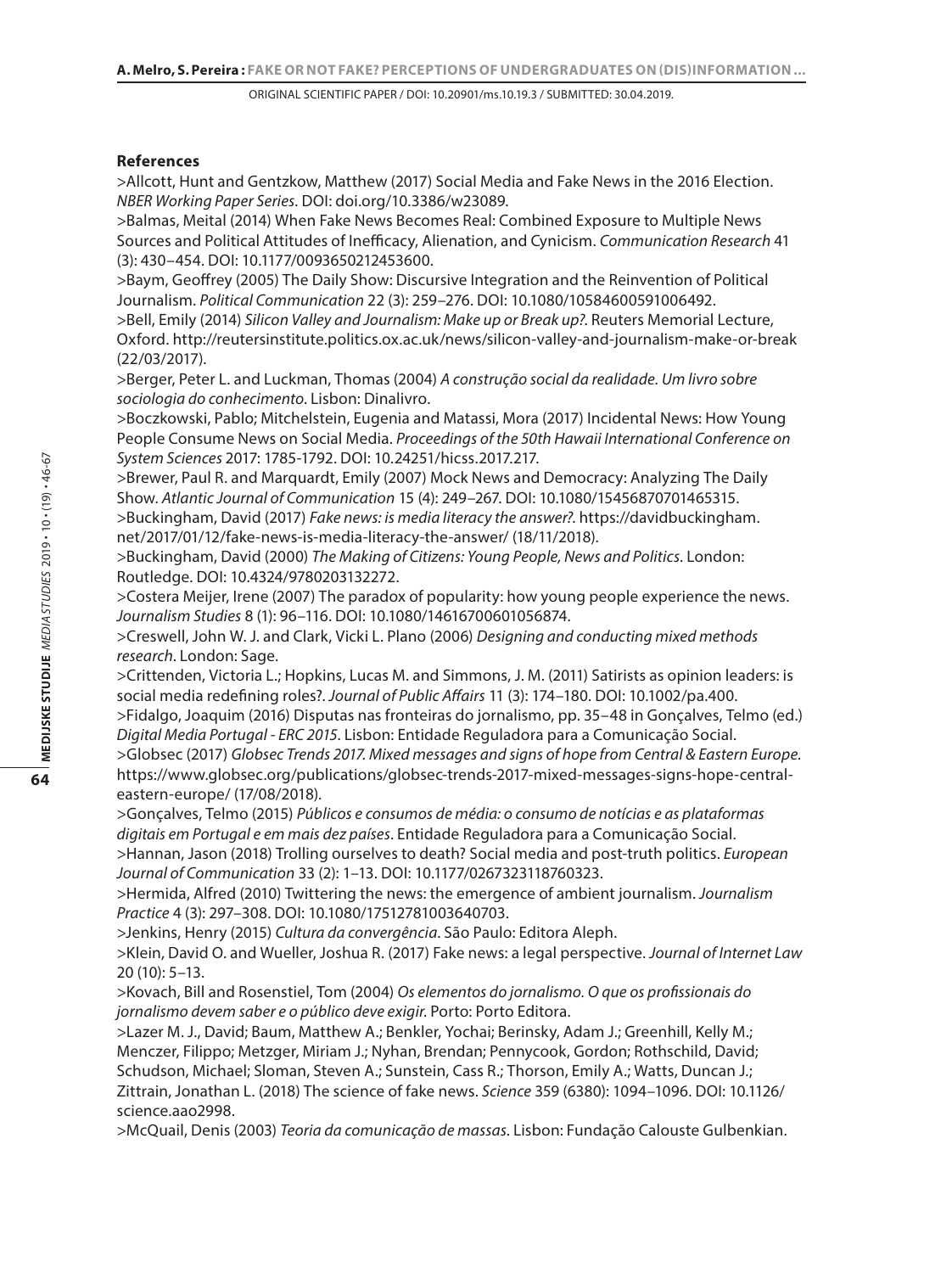## References

>Allcott, Hunt and Gentzkow, Matthew (2017) Social Media and Fake News in the 2016 Election. *NBER Working Paper Series*. DOI: doi.org/10.3386/w23089.

>Balmas, Meital (2014) When Fake News Becomes Real: Combined Exposure to Multiple News Sources and Political Attitudes of Inefficacy, Alienation, and Cynicism. *Communication Research* 41 (3): 430–454. DOI: 10.1177/0093650212453600.

>Baym, Geoffrey (2005) The Daily Show: Discursive Integration and the Reinvention of Political Journalism. *Political Communication* 22 (3): 259–276. DOI: 10.1080/10584600591006492.

>Bell, Emily (2014) *Silicon Valley and Journalism: Make up or Break up?*. Reuters Memorial Lecture, Oxford. http://reutersinstitute.politics.ox.ac.uk/news/silicon-valley-and-journalism-make-or-break (22/03/2017).

>Berger, Peter L. and Luckman, Thomas (2004) *A construção social da realidade. Um livro sobre sociologia do conhecimento*. Lisbon: Dinalivro.

>Boczkowski, Pablo; Mitchelstein, Eugenia and Matassi, Mora (2017) Incidental News: How Young People Consume News on Social Media. *Proceedings of the 50th Hawaii International Conference on System Sciences* 2017: 1785-1792. DOI: 10.24251/hicss.2017.217.

>Brewer, Paul R. and Marquardt, Emily (2007) Mock News and Democracy: Analyzing The Daily Show. *Atlantic Journal of Communication* 15 (4): 249–267. DOI: 10.1080/15456870701465315.

>Buckingham, David (2017) *Fake news: is media literacy the answer?*. https://davidbuckingham.net/2017/01/12/fake-news-is-media-literacy-the-answer/ (18/11/2018).

>Buckingham, David (2000) *The Making of Citizens: Young People, News and Politics*. London: Routledge. DOI: 10.4324/9780203132272.

>Costera Meijer, Irene (2007) The paradox of popularity: how young people experience the news. *Journalism Studies* 8 (1): 96–116. DOI: 10.1080/14616700601056874.

>Creswell, John W. J. and Clark, Vicki L. Plano (2006) *Designing and conducting mixed methods research*. London: Sage.

>Crittenden, Victoria L.; Hopkins, Lucas M. and Simmons, J. M. (2011) Satirists as opinion leaders: is social media redefining roles?. *Journal of Public Affairs* 11 (3): 174–180. DOI: 10.1002/pa.400.

>Fidalgo, Joaquim (2016) Disputas nas fronteiras do jornalismo, pp. 35–48 in Gonçalves, Telmo (ed.) *Digital Media Portugal - ERC 2015*. Lisbon: Entidade Reguladora para a Comunicação Social.

>Globsec (2017) *Globsec Trends 2017. Mixed messages and signs of hope from Central & Eastern Europe.* https://www.globsec.org/publications/globsec-trends-2017-mixed-messages-signs-hope-central-eastern-europe/ (17/08/2018).

>Gonçalves, Telmo (2015) *Públicos e consumos de média: o consumo de notícias e as plataformas digitais em Portugal e em mais dez países*. Entidade Reguladora para a Comunicação Social.

>Hannan, Jason (2018) Trolling ourselves to death? Social media and post-truth politics. *European Journal of Communication* 33 (2): 1–13. DOI: 10.1177/0267323118760323.

>Hermida, Alfred (2010) Twittering the news: the emergence of ambient journalism. *Journalism Practice* 4 (3): 297–308. DOI: 10.1080/17512781003640703.

>Jenkins, Henry (2015) *Cultura da convergência*. São Paulo: Editora Aleph.

>Klein, David O. and Wueller, Joshua R. (2017) Fake news: a legal perspective. *Journal of Internet Law* 20 (10): 5–13.

>Kovach, Bill and Rosenstiel, Tom (2004) *Os elementos do jornalismo. O que os profissionais do jornalismo devem saber e o público deve exigir*. Porto: Porto Editora.

>Lazer M. J., David; Baum, Matthew A.; Benkler, Yochai; Berinsky, Adam J.; Greenhill, Kelly M.; Menczer, Filippo; Metzger, Miriam J.; Nyhan, Brendan; Pennycook, Gordon; Rothschild, David; Schudson, Michael; Sloman, Steven A.; Sunstein, Cass R.; Thorson, Emily A.; Watts, Duncan J.; Zittrain, Jonathan L. (2018) The science of fake news. *Science* 359 (6380): 1094–1096. DOI: 10.1126/science.aao2998.

>McQuail, Denis (2003) *Teoria da comunicação de massas*. Lisbon: Fundação Calouste Gulbenkian.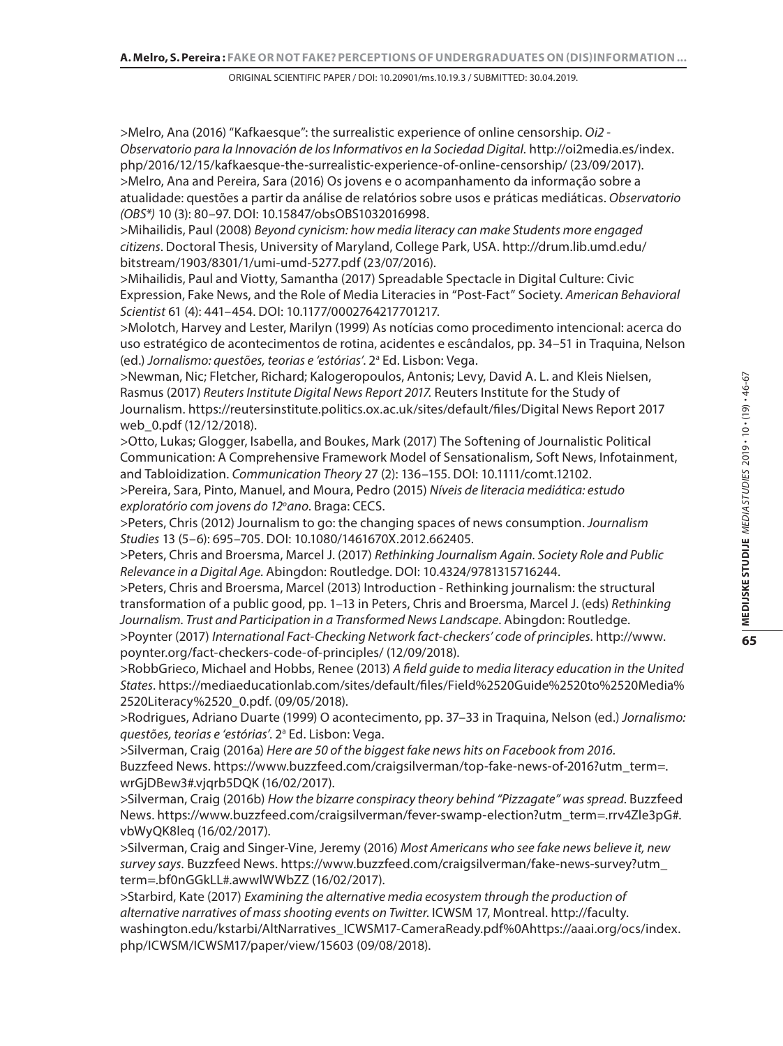>Melro, Ana (2016) "Kafkaesque": the surrealistic experience of online censorship. *Oi2 - Observatorio para la Innovación de los Informativos en la Sociedad Digital.* http://oi2media.es/index.php/2016/12/15/kafkaesque-the-surrealistic-experience-of-online-censorship/ (23/09/2017).

>Melro, Ana and Pereira, Sara (2016) Os jovens e o acompanhamento da informação sobre a atualidade: questões a partir da análise de relatórios sobre usos e práticas mediáticas. *Observatorio (OBS\*)* 10 (3): 80–97. DOI: 10.15847/obsOBS1032016998.

>Mihailidis, Paul (2008) *Beyond cynicism: how media literacy can make Students more engaged citizens.* Doctoral Thesis, University of Maryland, College Park, USA. http://drum.lib.umd.edu/bitstream/1903/8301/1/umi-umd-5277.pdf (23/07/2016).

>Mihailidis, Paul and Viotty, Samantha (2017) Spreadable Spectacle in Digital Culture: Civic Expression, Fake News, and the Role of Media Literacies in "Post-Fact" Society. *American Behavioral Scientist* 61 (4): 441–454. DOI: 10.1177/0002764217701217.

>Molotch, Harvey and Lester, Marilyn (1999) As notícias como procedimento intencional: acerca do uso estratégico de acontecimentos de rotina, acidentes e escândalos, pp. 34–51 in Traquina, Nelson (ed.) *Jornalismo: questões, teorias e 'estórias'.* 2ª Ed. Lisbon: Vega.

>Newman, Nic; Fletcher, Richard; Kalogeropoulos, Antonis; Levy, David A. L. and Kleis Nielsen, Rasmus (2017) *Reuters Institute Digital News Report 2017.* Reuters Institute for the Study of Journalism. https://reutersinstitute.politics.ox.ac.uk/sites/default/files/Digital News Report 2017 web_0.pdf (12/12/2018).

>Otto, Lukas; Glogger, Isabella, and Boukes, Mark (2017) The Softening of Journalistic Political Communication: A Comprehensive Framework Model of Sensationalism, Soft News, Infotainment, and Tabloidization. *Communication Theory* 27 (2): 136–155. DOI: 10.1111/comt.12102.

>Pereira, Sara, Pinto, Manuel, and Moura, Pedro (2015) *Níveis de literacia mediática: estudo exploratório com jovens do 12ºano.* Braga: CECS.

>Peters, Chris (2012) Journalism to go: the changing spaces of news consumption. *Journalism Studies* 13 (5–6): 695–705. DOI: 10.1080/1461670X.2012.662405.

>Peters, Chris and Broersma, Marcel J. (2017) *Rethinking Journalism Again. Society Role and Public Relevance in a Digital Age.* Abingdon: Routledge. DOI: 10.4324/9781315716244.

>Peters, Chris and Broersma, Marcel (2013) Introduction - Rethinking journalism: the structural transformation of a public good, pp. 1–13 in Peters, Chris and Broersma, Marcel J. (eds) *Rethinking Journalism. Trust and Participation in a Transformed News Landscape.* Abingdon: Routledge.

>Poynter (2017) *International Fact-Checking Network fact-checkers' code of principles.* http://www.poynter.org/fact-checkers-code-of-principles/ (12/09/2018).

>RobbGrieco, Michael and Hobbs, Renee (2013) *A field guide to media literacy education in the United States.* https://mediaeducationlab.com/sites/default/files/Field%2520Guide%2520to%2520Media%2520Literacy%2520_0.pdf. (09/05/2018).

>Rodrigues, Adriano Duarte (1999) O acontecimento, pp. 37–33 in Traquina, Nelson (ed.) *Jornalismo: questões, teorias e 'estórias'.* 2ª Ed. Lisbon: Vega.

>Silverman, Craig (2016a) *Here are 50 of the biggest fake news hits on Facebook from 2016.* Buzzfeed News. https://www.buzzfeed.com/craigsilverman/top-fake-news-of-2016?utm_term=.wrGjDBew3#.vjqrb5DQK (16/02/2017).

>Silverman, Craig (2016b) *How the bizarre conspiracy theory behind "Pizzagate" was spread.* Buzzfeed News. https://www.buzzfeed.com/craigsilverman/fever-swamp-election?utm_term=.rrv4Zle3pG#.vbWyQK8leq (16/02/2017).

>Silverman, Craig and Singer-Vine, Jeremy (2016) *Most Americans who see fake news believe it, new survey says.* Buzzfeed News. https://www.buzzfeed.com/craigsilverman/fake-news-survey?utm_term=.bf0nGGkLL#.awwlWWbZZ (16/02/2017).

>Starbird, Kate (2017) *Examining the alternative media ecosystem through the production of alternative narratives of mass shooting events on Twitter.* ICWSM 17, Montreal. http://faculty.washington.edu/kstarbi/AltNarratives_ICWSM17-CameraReady.pdf%0Ahttps://aaai.org/ocs/index.php/ICWSM/ICWSM17/paper/view/15603 (09/08/2018).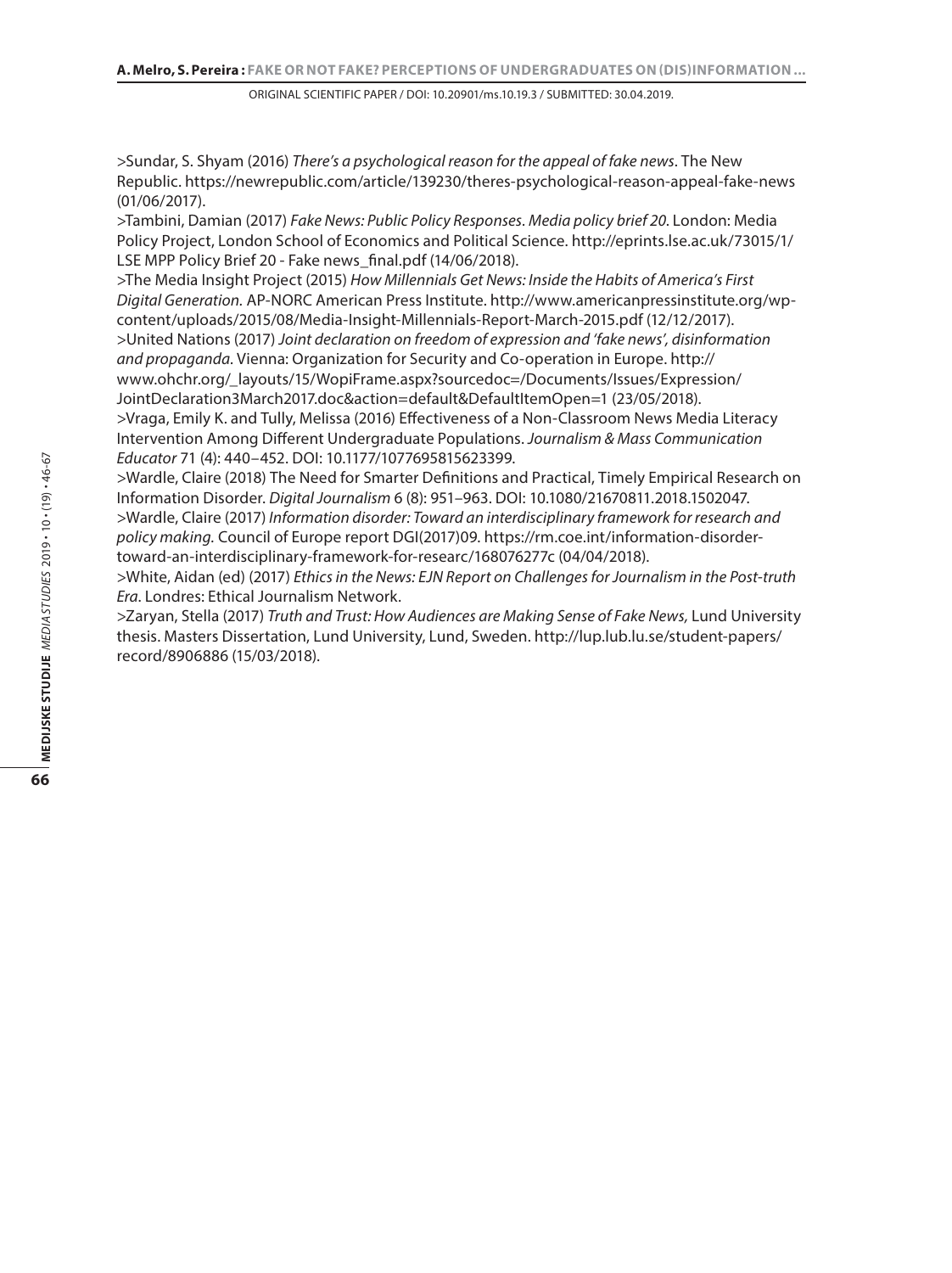>Sundar, S. Shyam (2016) *There's a psychological reason for the appeal of fake news*. The New Republic. https://newrepublic.com/article/139230/theres-psychological-reason-appeal-fake-news (01/06/2017).

>Tambini, Damian (2017) *Fake News: Public Policy Responses. Media policy brief 20.* London: Media Policy Project, London School of Economics and Political Science. http://eprints.lse.ac.uk/73015/1/LSE MPP Policy Brief 20 - Fake news_final.pdf (14/06/2018).

>The Media Insight Project (2015) *How Millennials Get News: Inside the Habits of America's First Digital Generation.* AP-NORC American Press Institute. http://www.americanpressinstitute.org/wp-content/uploads/2015/08/Media-Insight-Millennials-Report-March-2015.pdf (12/12/2017).

>United Nations (2017) *Joint declaration on freedom of expression and 'fake news', disinformation and propaganda.* Vienna: Organization for Security and Co-operation in Europe. http://www.ohchr.org/_layouts/15/WopiFrame.aspx?sourcedoc=/Documents/Issues/Expression/JointDeclaration3March2017.doc&action=default&DefaultItemOpen=1 (23/05/2018).

>Vraga, Emily K. and Tully, Melissa (2016) Effectiveness of a Non-Classroom News Media Literacy Intervention Among Different Undergraduate Populations. *Journalism & Mass Communication Educator* 71 (4): 440–452. DOI: 10.1177/1077695815623399.

>Wardle, Claire (2018) The Need for Smarter Definitions and Practical, Timely Empirical Research on Information Disorder. *Digital Journalism* 6 (8): 951–963. DOI: 10.1080/21670811.2018.1502047.

>Wardle, Claire (2017) *Information disorder: Toward an interdisciplinary framework for research and policy making.* Council of Europe report DGI(2017)09. https://rm.coe.int/information-disorder-toward-an-interdisciplinary-framework-for-researc/168076277c (04/04/2018).

>White, Aidan (ed) (2017) *Ethics in the News: EJN Report on Challenges for Journalism in the Post-truth Era*. Londres: Ethical Journalism Network.

>Zaryan, Stella (2017) *Truth and Trust: How Audiences are Making Sense of Fake News,* Lund University thesis. Masters Dissertation, Lund University, Lund, Sweden. http://lup.lub.lu.se/student-papers/record/8906886 (15/03/2018).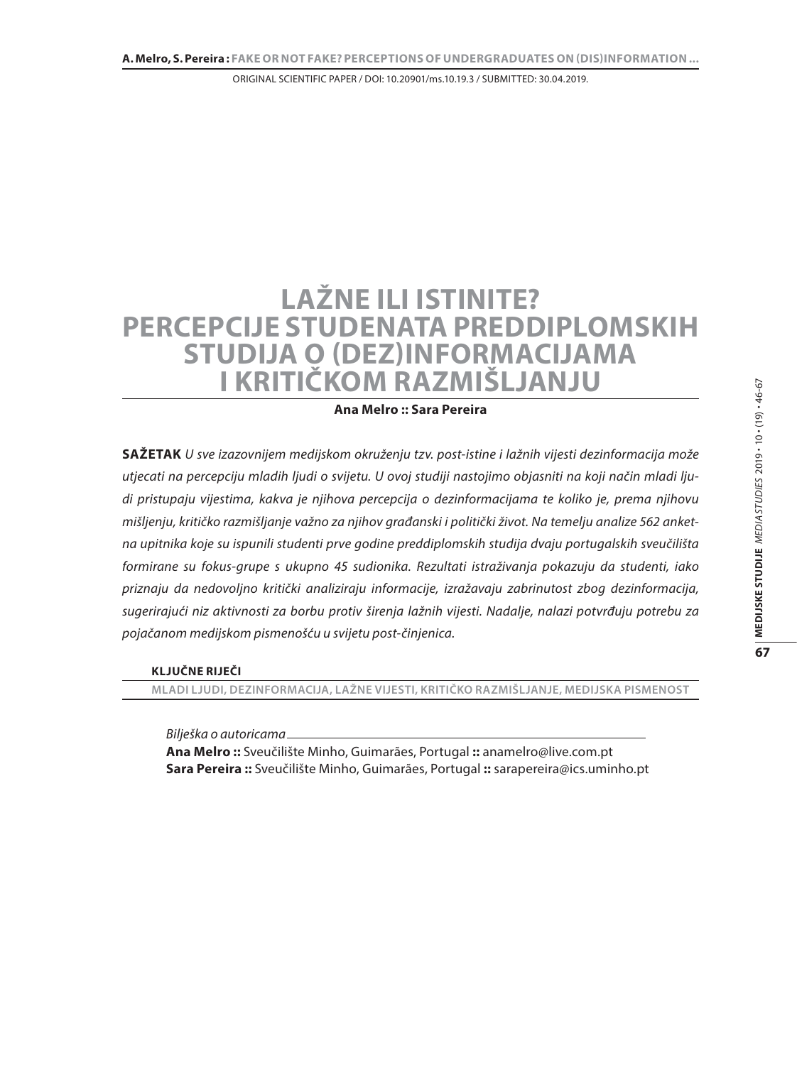ORIGINAL SCIENTIFIC PAPER / DOI: 10.20901/ms.10.19.3 / SUBMITTED: 30.04.2019.

# LAŽNE ILI ISTINITE? PERCEPCIJE STUDENATA PREDDIPLOMSKIH STUDIJA O (DEZ)INFORMACIJAMA I KRITIČKOM RAZMIŠLJANJU

**Ana Melro :: Sara Pereira**

**SAŽETAK** *U sve izazovnijem medijskom okruženju tzv. post-istine i lažnih vijesti dezinformacija može utjecati na percepciju mladih ljudi o svijetu. U ovoj studiji nastojimo objasniti na koji način mladi ljudi pristupaju vijestima, kakva je njihova percepcija o dezinformacijama te koliko je, prema njihovu mišljenju, kritičko razmišljanje važno za njihov građanski i politički život. Na temelju analize 562 anketna upitnika koje su ispunili studenti prve godine preddiplomskih studija dvaju portugalskih sveučilišta formirane su fokus-grupe s ukupno 45 sudionika. Rezultati istraživanja pokazuju da studenti, iako priznaju da nedovoljno kritički analiziraju informacije, izražavaju zabrinutost zbog dezinformacija, sugerirajući niz aktivnosti za borbu protiv širenja lažnih vijesti. Nadalje, nalazi potvrđuju potrebu za pojačanom medijskom pismenošću u svijetu post-činjenica.*

**KLJUČNE RIJEČI**

MLADI LJUDI, DEZINFORMACIJA, LAŽNE VIJESTI, KRITIČKO RAZMIŠLJANJE, MEDIJSKA PISMENOST

*Bilješka o autoricama*

**Ana Melro ::** Sveučilište Minho, Guimarães, Portugal **::** anamelro@live.com.pt
**Sara Pereira ::** Sveučilište Minho, Guimarães, Portugal **::** sarapereira@ics.uminho.pt